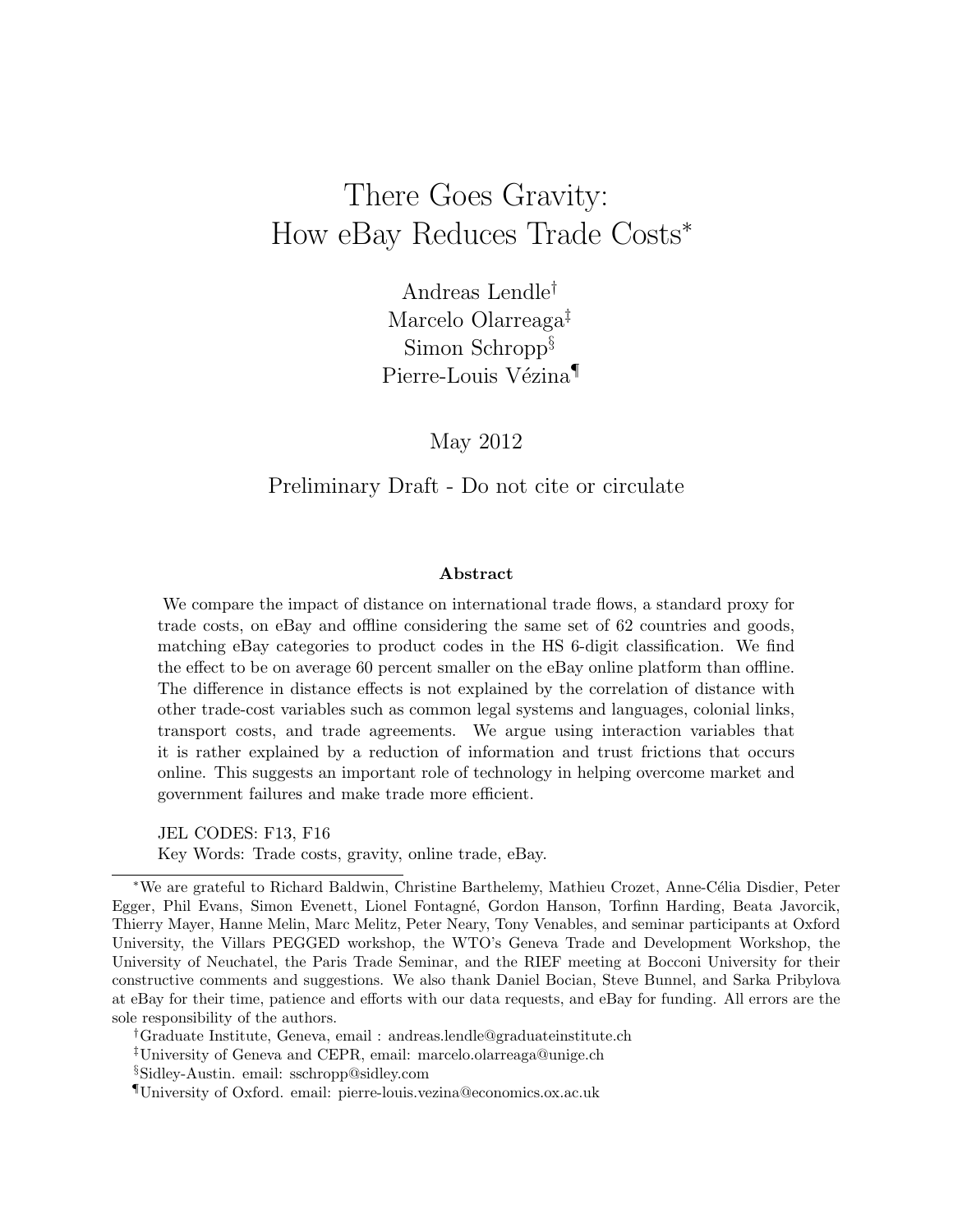# There Goes Gravity: How eBay Reduces Trade Costs[*]

Andreas Lendle[†]
Marcelo Olarreaga[‡]
Simon Schropp[§]
Pierre-Louis Vézina[¶]

May 2012

Preliminary Draft - Do not cite or circulate

### Abstract

We compare the impact of distance on international trade flows, a standard proxy for trade costs, on eBay and offline considering the same set of 62 countries and goods, matching eBay categories to product codes in the HS 6-digit classification. We find the effect to be on average 60 percent smaller on the eBay online platform than offline. The difference in distance effects is not explained by the correlation of distance with other trade-cost variables such as common legal systems and languages, colonial links, transport costs, and trade agreements. We argue using interaction variables that it is rather explained by a reduction of information and trust frictions that occurs online. This suggests an important role of technology in helping overcome market and government failures and make trade more efficient.

JEL CODES: F13, F16
Key Words: Trade costs, gravity, online trade, eBay.

---

[*] We are grateful to Richard Baldwin, Christine Barthelemy, Mathieu Crozet, Anne-Célia Disdier, Peter Egger, Phil Evans, Simon Evenett, Lionel Fontagné, Gordon Hanson, Torfinn Harding, Beata Javorcik, Thierry Mayer, Hanne Melin, Marc Melitz, Peter Neary, Tony Venables, and seminar participants at Oxford University, the Villars PEGGED workshop, the WTO's Geneva Trade and Development Workshop, the University of Neuchatel, the Paris Trade Seminar, and the RIEF meeting at Bocconi University for their constructive comments and suggestions. We also thank Daniel Bocian, Steve Bunnel, and Sarka Pribylova at eBay for their time, patience and efforts with our data requests, and eBay for funding. All errors are the sole responsibility of the authors.

[†] Graduate Institute, Geneva, email : andreas.lendle@graduateinstitute.ch

[‡] University of Geneva and CEPR, email: marcelo.olarreaga@unige.ch

[§] Sidley-Austin. email: sschropp@sidley.com

[¶] University of Oxford. email: pierre-louis.vezina@economics.ox.ac.uk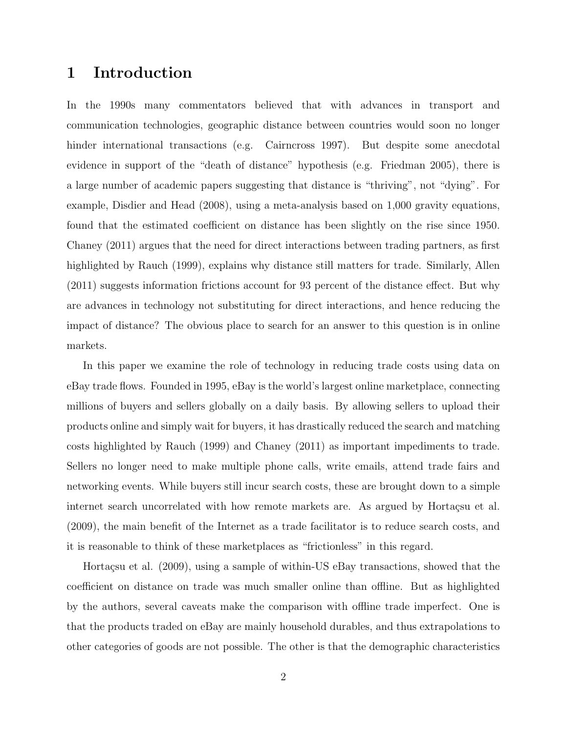# 1 Introduction

In the 1990s many commentators believed that with advances in transport and communication technologies, geographic distance between countries would soon no longer hinder international transactions (e.g. Cairncross 1997). But despite some anecdotal evidence in support of the "death of distance" hypothesis (e.g. Friedman 2005), there is a large number of academic papers suggesting that distance is "thriving", not "dying". For example, Disdier and Head (2008), using a meta-analysis based on 1,000 gravity equations, found that the estimated coefficient on distance has been slightly on the rise since 1950. Chaney (2011) argues that the need for direct interactions between trading partners, as first highlighted by Rauch (1999), explains why distance still matters for trade. Similarly, Allen (2011) suggests information frictions account for 93 percent of the distance effect. But why are advances in technology not substituting for direct interactions, and hence reducing the impact of distance? The obvious place to search for an answer to this question is in online markets.

In this paper we examine the role of technology in reducing trade costs using data on eBay trade flows. Founded in 1995, eBay is the world's largest online marketplace, connecting millions of buyers and sellers globally on a daily basis. By allowing sellers to upload their products online and simply wait for buyers, it has drastically reduced the search and matching costs highlighted by Rauch (1999) and Chaney (2011) as important impediments to trade. Sellers no longer need to make multiple phone calls, write emails, attend trade fairs and networking events. While buyers still incur search costs, these are brought down to a simple internet search uncorrelated with how remote markets are. As argued by Hortaçsu et al. (2009), the main benefit of the Internet as a trade facilitator is to reduce search costs, and it is reasonable to think of these marketplaces as "frictionless" in this regard.

Hortaçsu et al. (2009), using a sample of within-US eBay transactions, showed that the coefficient on distance on trade was much smaller online than offline. But as highlighted by the authors, several caveats make the comparison with offline trade imperfect. One is that the products traded on eBay are mainly household durables, and thus extrapolations to other categories of goods are not possible. The other is that the demographic characteristics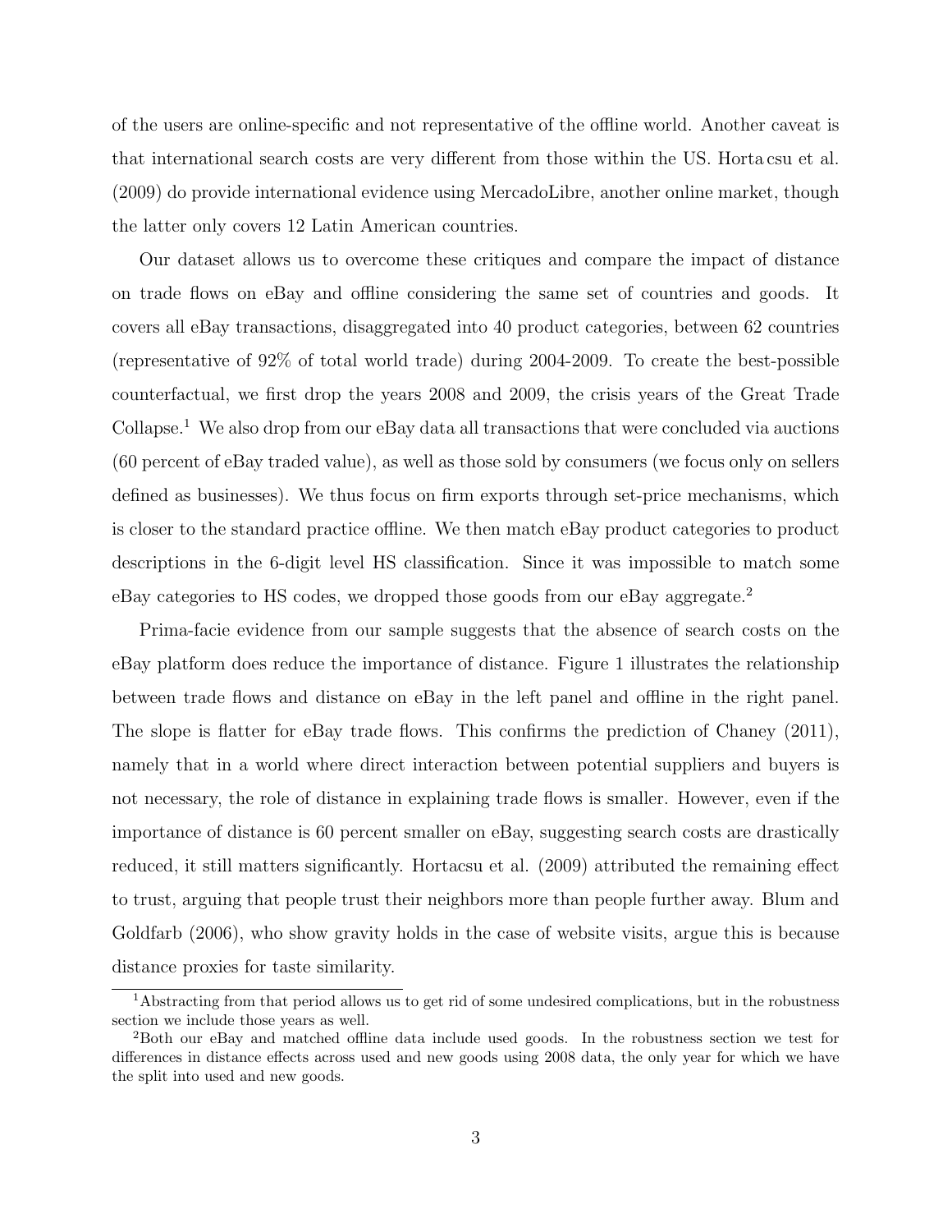of the users are online-specific and not representative of the offline world. Another caveat is that international search costs are very different from those within the US. Horta csu et al. (2009) do provide international evidence using MercadoLibre, another online market, though the latter only covers 12 Latin American countries.

Our dataset allows us to overcome these critiques and compare the impact of distance on trade flows on eBay and offline considering the same set of countries and goods. It covers all eBay transactions, disaggregated into 40 product categories, between 62 countries (representative of 92% of total world trade) during 2004-2009. To create the best-possible counterfactual, we first drop the years 2008 and 2009, the crisis years of the Great Trade Collapse.[1] We also drop from our eBay data all transactions that were concluded via auctions (60 percent of eBay traded value), as well as those sold by consumers (we focus only on sellers defined as businesses). We thus focus on firm exports through set-price mechanisms, which is closer to the standard practice offline. We then match eBay product categories to product descriptions in the 6-digit level HS classification. Since it was impossible to match some eBay categories to HS codes, we dropped those goods from our eBay aggregate.[2]

Prima-facie evidence from our sample suggests that the absence of search costs on the eBay platform does reduce the importance of distance. Figure 1 illustrates the relationship between trade flows and distance on eBay in the left panel and offline in the right panel. The slope is flatter for eBay trade flows. This confirms the prediction of Chaney (2011), namely that in a world where direct interaction between potential suppliers and buyers is not necessary, the role of distance in explaining trade flows is smaller. However, even if the importance of distance is 60 percent smaller on eBay, suggesting search costs are drastically reduced, it still matters significantly. Hortacsu et al. (2009) attributed the remaining effect to trust, arguing that people trust their neighbors more than people further away. Blum and Goldfarb (2006), who show gravity holds in the case of website visits, argue this is because distance proxies for taste similarity.

[1] Abstracting from that period allows us to get rid of some undesired complications, but in the robustness section we include those years as well.

[2] Both our eBay and matched offline data include used goods. In the robustness section we test for differences in distance effects across used and new goods using 2008 data, the only year for which we have the split into used and new goods.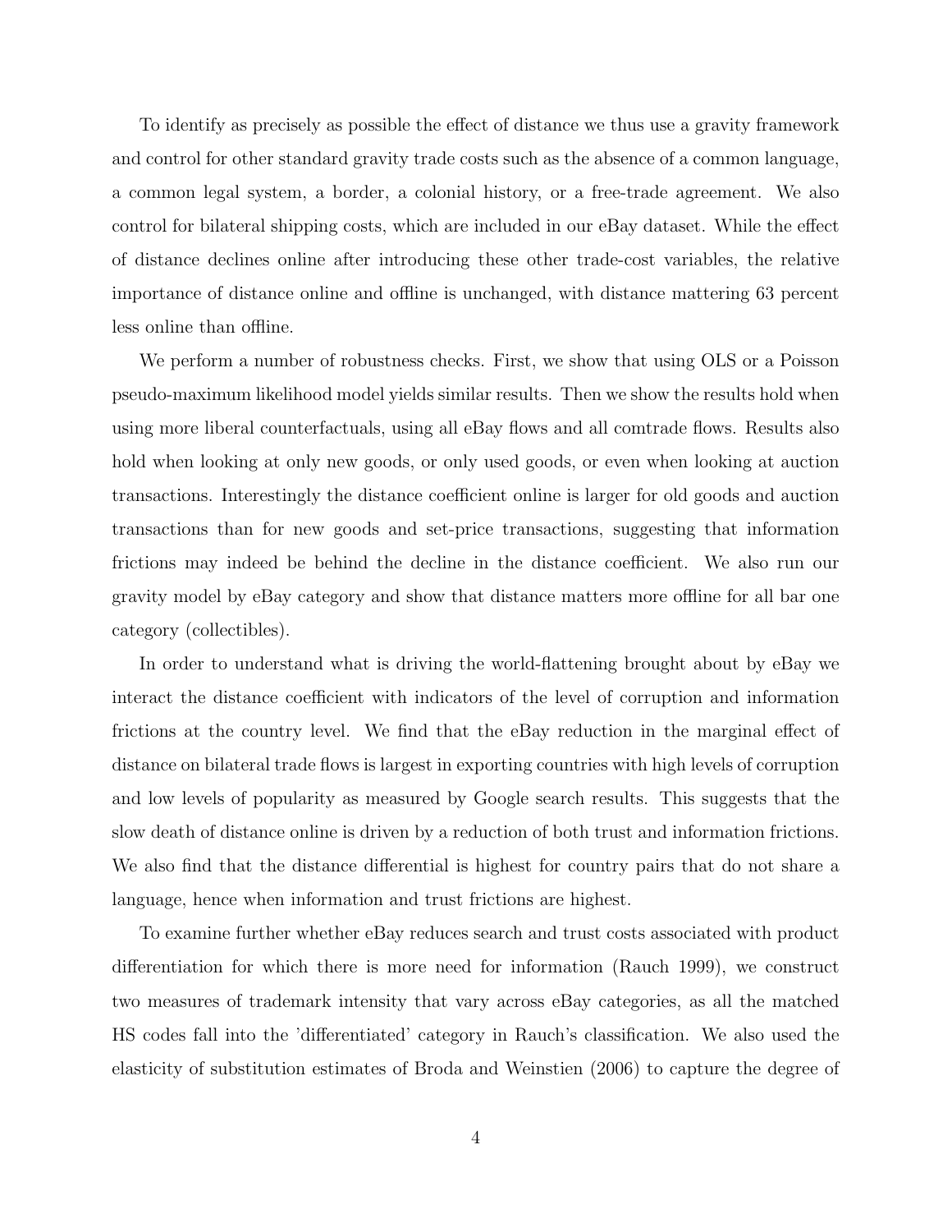To identify as precisely as possible the effect of distance we thus use a gravity framework and control for other standard gravity trade costs such as the absence of a common language, a common legal system, a border, a colonial history, or a free-trade agreement. We also control for bilateral shipping costs, which are included in our eBay dataset. While the effect of distance declines online after introducing these other trade-cost variables, the relative importance of distance online and offline is unchanged, with distance mattering 63 percent less online than offline.

We perform a number of robustness checks. First, we show that using OLS or a Poisson pseudo-maximum likelihood model yields similar results. Then we show the results hold when using more liberal counterfactuals, using all eBay flows and all comtrade flows. Results also hold when looking at only new goods, or only used goods, or even when looking at auction transactions. Interestingly the distance coefficient online is larger for old goods and auction transactions than for new goods and set-price transactions, suggesting that information frictions may indeed be behind the decline in the distance coefficient. We also run our gravity model by eBay category and show that distance matters more offline for all bar one category (collectibles).

In order to understand what is driving the world-flattening brought about by eBay we interact the distance coefficient with indicators of the level of corruption and information frictions at the country level. We find that the eBay reduction in the marginal effect of distance on bilateral trade flows is largest in exporting countries with high levels of corruption and low levels of popularity as measured by Google search results. This suggests that the slow death of distance online is driven by a reduction of both trust and information frictions. We also find that the distance differential is highest for country pairs that do not share a language, hence when information and trust frictions are highest.

To examine further whether eBay reduces search and trust costs associated with product differentiation for which there is more need for information (Rauch 1999), we construct two measures of trademark intensity that vary across eBay categories, as all the matched HS codes fall into the 'differentiated' category in Rauch's classification. We also used the elasticity of substitution estimates of Broda and Weinstien (2006) to capture the degree of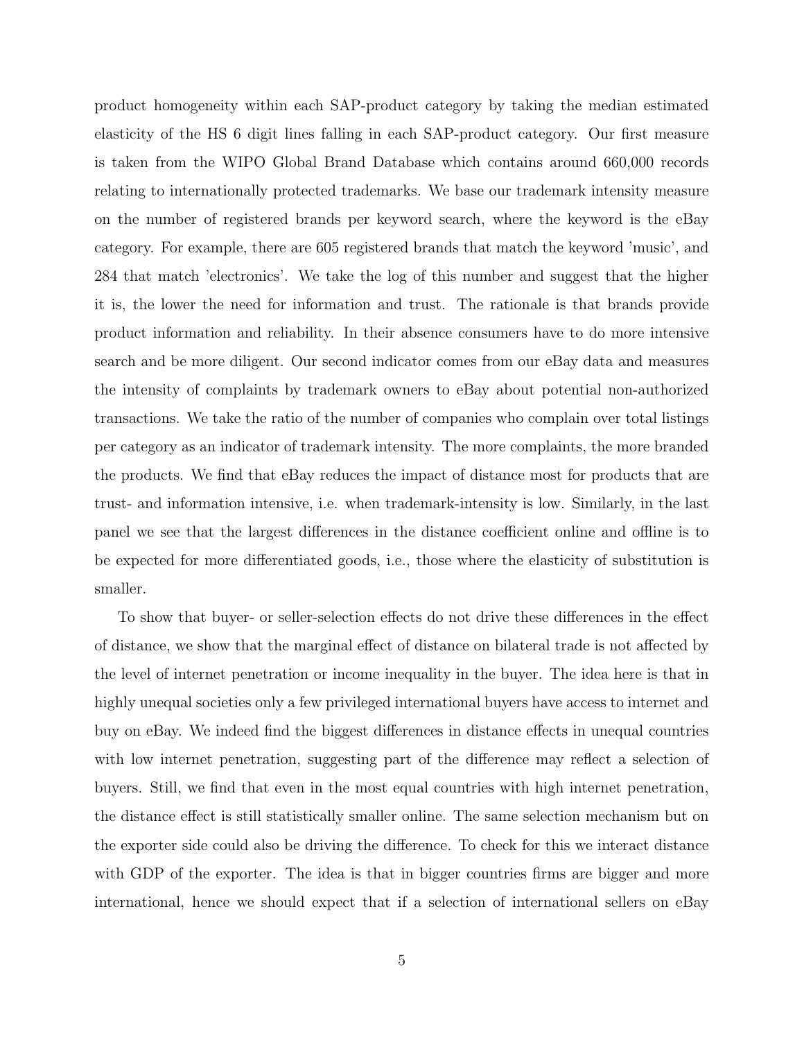product homogeneity within each SAP-product category by taking the median estimated elasticity of the HS 6 digit lines falling in each SAP-product category. Our first measure is taken from the WIPO Global Brand Database which contains around 660,000 records relating to internationally protected trademarks. We base our trademark intensity measure on the number of registered brands per keyword search, where the keyword is the eBay category. For example, there are 605 registered brands that match the keyword 'music', and 284 that match 'electronics'. We take the log of this number and suggest that the higher it is, the lower the need for information and trust. The rationale is that brands provide product information and reliability. In their absence consumers have to do more intensive search and be more diligent. Our second indicator comes from our eBay data and measures the intensity of complaints by trademark owners to eBay about potential non-authorized transactions. We take the ratio of the number of companies who complain over total listings per category as an indicator of trademark intensity. The more complaints, the more branded the products. We find that eBay reduces the impact of distance most for products that are trust- and information intensive, i.e. when trademark-intensity is low. Similarly, in the last panel we see that the largest differences in the distance coefficient online and offline is to be expected for more differentiated goods, i.e., those where the elasticity of substitution is smaller.

To show that buyer- or seller-selection effects do not drive these differences in the effect of distance, we show that the marginal effect of distance on bilateral trade is not affected by the level of internet penetration or income inequality in the buyer. The idea here is that in highly unequal societies only a few privileged international buyers have access to internet and buy on eBay. We indeed find the biggest differences in distance effects in unequal countries with low internet penetration, suggesting part of the difference may reflect a selection of buyers. Still, we find that even in the most equal countries with high internet penetration, the distance effect is still statistically smaller online. The same selection mechanism but on the exporter side could also be driving the difference. To check for this we interact distance with GDP of the exporter. The idea is that in bigger countries firms are bigger and more international, hence we should expect that if a selection of international sellers on eBay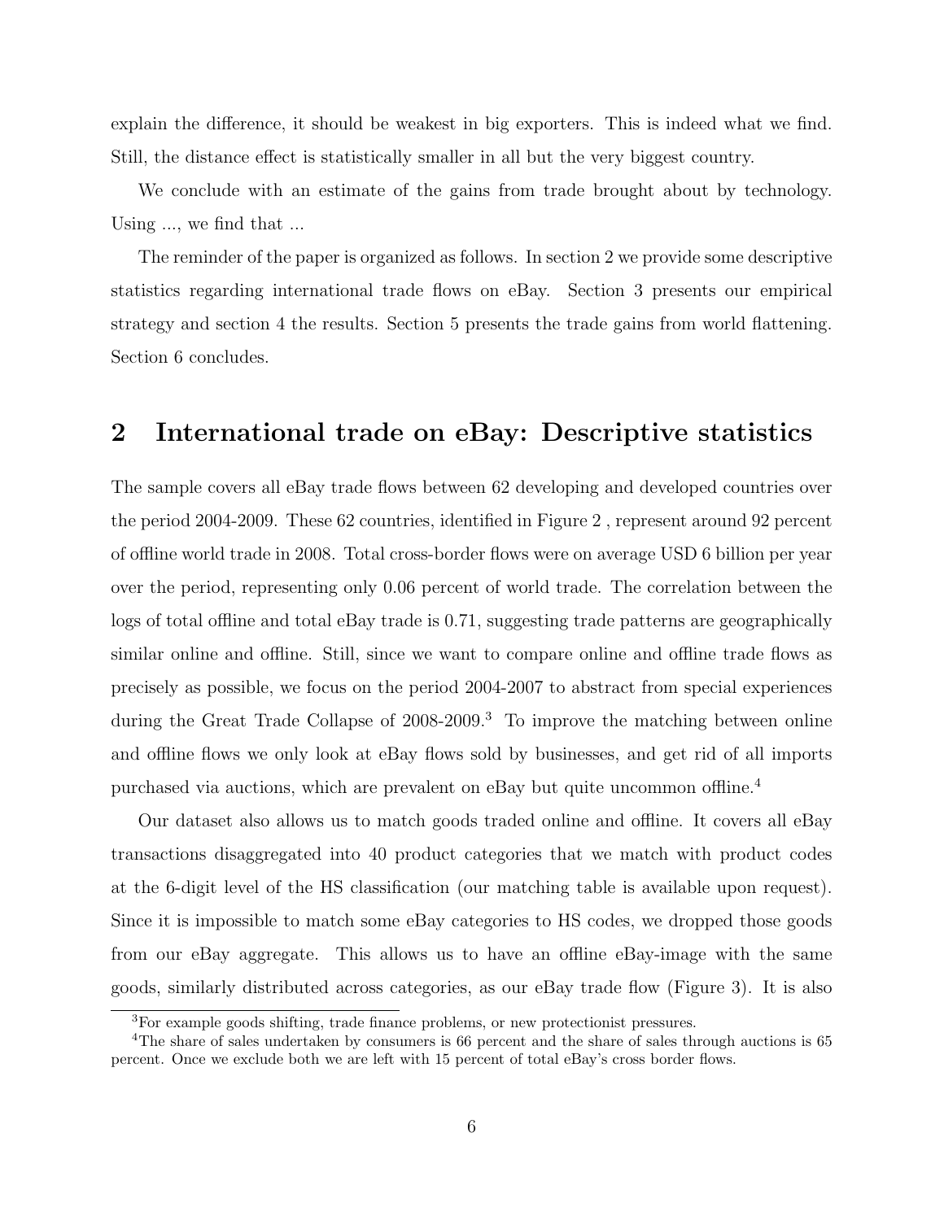explain the difference, it should be weakest in big exporters. This is indeed what we find. Still, the distance effect is statistically smaller in all but the very biggest country.

We conclude with an estimate of the gains from trade brought about by technology. Using ..., we find that ...

The reminder of the paper is organized as follows. In section 2 we provide some descriptive statistics regarding international trade flows on eBay. Section 3 presents our empirical strategy and section 4 the results. Section 5 presents the trade gains from world flattening. Section 6 concludes.

## 2 International trade on eBay: Descriptive statistics

The sample covers all eBay trade flows between 62 developing and developed countries over the period 2004-2009. These 62 countries, identified in Figure 2 , represent around 92 percent of offline world trade in 2008. Total cross-border flows were on average USD 6 billion per year over the period, representing only 0.06 percent of world trade. The correlation between the logs of total offline and total eBay trade is 0.71, suggesting trade patterns are geographically similar online and offline. Still, since we want to compare online and offline trade flows as precisely as possible, we focus on the period 2004-2007 to abstract from special experiences during the Great Trade Collapse of 2008-2009.[3] To improve the matching between online and offline flows we only look at eBay flows sold by businesses, and get rid of all imports purchased via auctions, which are prevalent on eBay but quite uncommon offline.[4]

Our dataset also allows us to match goods traded online and offline. It covers all eBay transactions disaggregated into 40 product categories that we match with product codes at the 6-digit level of the HS classification (our matching table is available upon request). Since it is impossible to match some eBay categories to HS codes, we dropped those goods from our eBay aggregate. This allows us to have an offline eBay-image with the same goods, similarly distributed across categories, as our eBay trade flow (Figure 3). It is also

[3] For example goods shifting, trade finance problems, or new protectionist pressures.

[4] The share of sales undertaken by consumers is 66 percent and the share of sales through auctions is 65 percent. Once we exclude both we are left with 15 percent of total eBay's cross border flows.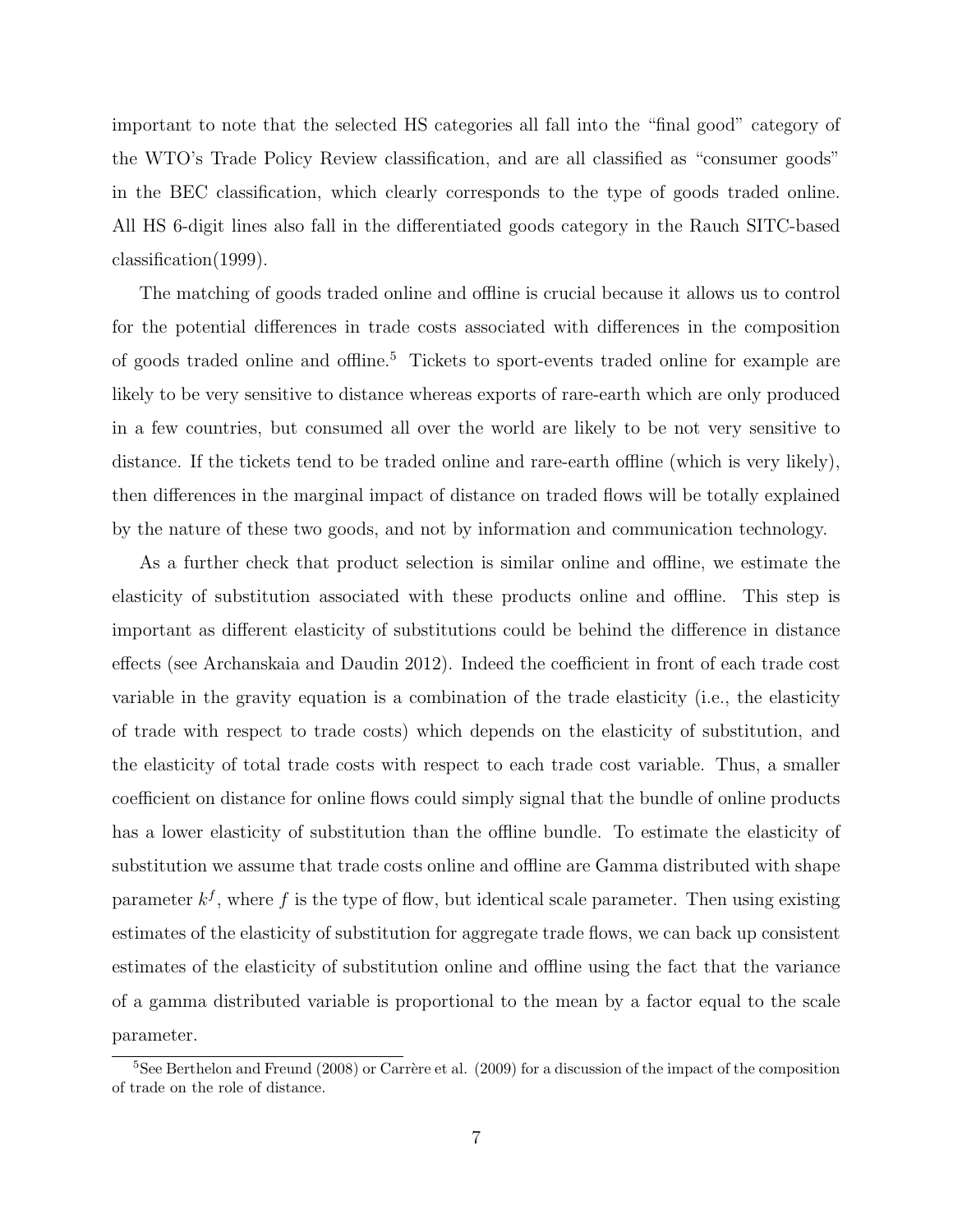important to note that the selected HS categories all fall into the "final good" category of the WTO's Trade Policy Review classification, and are all classified as "consumer goods" in the BEC classification, which clearly corresponds to the type of goods traded online. All HS 6-digit lines also fall in the differentiated goods category in the Rauch SITC-based classification(1999).

The matching of goods traded online and offline is crucial because it allows us to control for the potential differences in trade costs associated with differences in the composition of goods traded online and offline.[5] Tickets to sport-events traded online for example are likely to be very sensitive to distance whereas exports of rare-earth which are only produced in a few countries, but consumed all over the world are likely to be not very sensitive to distance. If the tickets tend to be traded online and rare-earth offline (which is very likely), then differences in the marginal impact of distance on traded flows will be totally explained by the nature of these two goods, and not by information and communication technology.

As a further check that product selection is similar online and offline, we estimate the elasticity of substitution associated with these products online and offline. This step is important as different elasticity of substitutions could be behind the difference in distance effects (see Archanskaia and Daudin 2012). Indeed the coefficient in front of each trade cost variable in the gravity equation is a combination of the trade elasticity (i.e., the elasticity of trade with respect to trade costs) which depends on the elasticity of substitution, and the elasticity of total trade costs with respect to each trade cost variable. Thus, a smaller coefficient on distance for online flows could simply signal that the bundle of online products has a lower elasticity of substitution than the offline bundle. To estimate the elasticity of substitution we assume that trade costs online and offline are Gamma distributed with shape parameter $k^f$, where $f$ is the type of flow, but identical scale parameter. Then using existing estimates of the elasticity of substitution for aggregate trade flows, we can back up consistent estimates of the elasticity of substitution online and offline using the fact that the variance of a gamma distributed variable is proportional to the mean by a factor equal to the scale parameter.

[5] See Berthelon and Freund (2008) or Carrère et al. (2009) for a discussion of the impact of the composition of trade on the role of distance.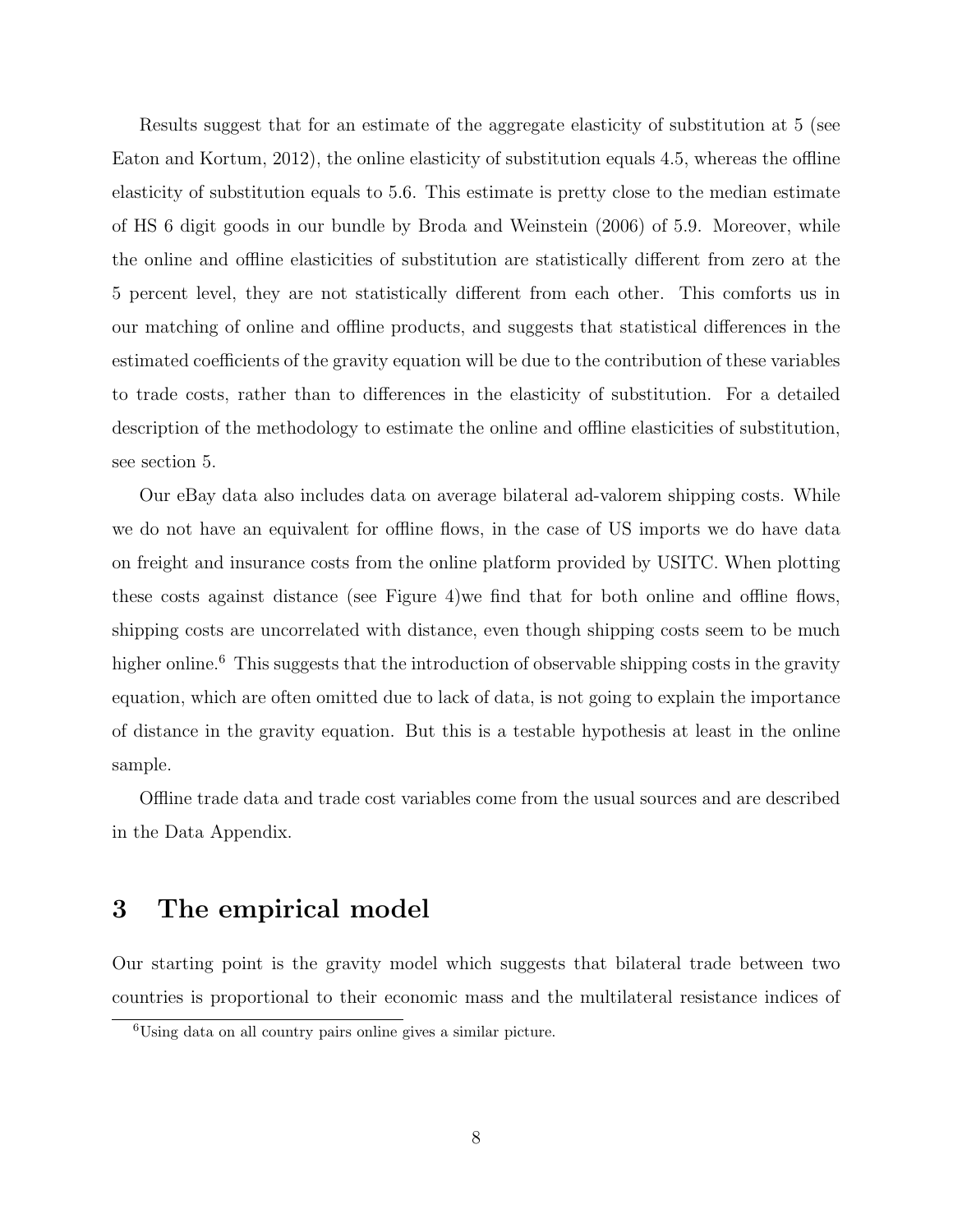Results suggest that for an estimate of the aggregate elasticity of substitution at 5 (see Eaton and Kortum, 2012), the online elasticity of substitution equals 4.5, whereas the offline elasticity of substitution equals to 5.6. This estimate is pretty close to the median estimate of HS 6 digit goods in our bundle by Broda and Weinstein (2006) of 5.9. Moreover, while the online and offline elasticities of substitution are statistically different from zero at the 5 percent level, they are not statistically different from each other. This comforts us in our matching of online and offline products, and suggests that statistical differences in the estimated coefficients of the gravity equation will be due to the contribution of these variables to trade costs, rather than to differences in the elasticity of substitution. For a detailed description of the methodology to estimate the online and offline elasticities of substitution, see section 5.

Our eBay data also includes data on average bilateral ad-valorem shipping costs. While we do not have an equivalent for offline flows, in the case of US imports we do have data on freight and insurance costs from the online platform provided by USITC. When plotting these costs against distance (see Figure 4)we find that for both online and offline flows, shipping costs are uncorrelated with distance, even though shipping costs seem to be much higher online.[6] This suggests that the introduction of observable shipping costs in the gravity equation, which are often omitted due to lack of data, is not going to explain the importance of distance in the gravity equation. But this is a testable hypothesis at least in the online sample.

Offline trade data and trade cost variables come from the usual sources and are described in the Data Appendix.

# 3 The empirical model

Our starting point is the gravity model which suggests that bilateral trade between two countries is proportional to their economic mass and the multilateral resistance indices of

[6] Using data on all country pairs online gives a similar picture.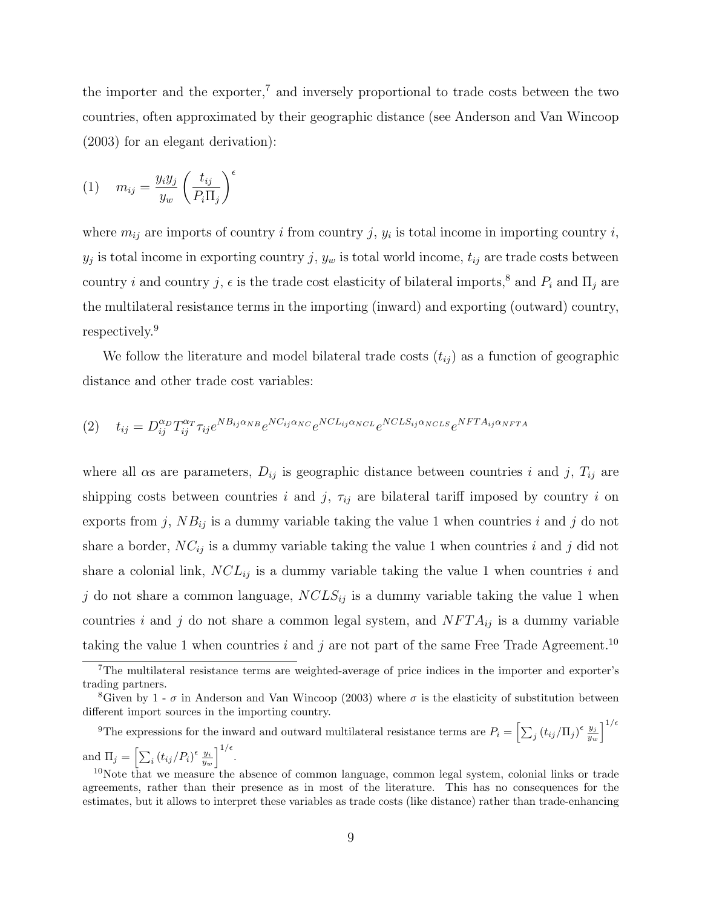the importer and the exporter,[7] and inversely proportional to trade costs between the two countries, often approximated by their geographic distance (see Anderson and Van Wincoop (2003) for an elegant derivation):

$$(1) \quad m_{ij} = \frac{y_i y_j}{y_w} \left( \frac{t_{ij}}{P_i \Pi_j} \right)^{\epsilon}$$

where $m_{ij}$ are imports of country $i$ from country $j$, $y_i$ is total income in importing country $i$, $y_j$ is total income in exporting country $j$, $y_w$ is total world income, $t_{ij}$ are trade costs between country $i$ and country $j$, $\epsilon$ is the trade cost elasticity of bilateral imports,[8] and $P_i$ and $\Pi_j$ are the multilateral resistance terms in the importing (inward) and exporting (outward) country, respectively.[9]

We follow the literature and model bilateral trade costs ($t_{ij}$) as a function of geographic distance and other trade cost variables:

$$(2) \quad t_{ij} = D_{ij}^{\alpha_D} T_{ij}^{\alpha_T} \tau_{ij} e^{NB_{ij}\alpha_{NB}} e^{NC_{ij}\alpha_{NC}} e^{NCL_{ij}\alpha_{NCL}} e^{NCLS_{ij}\alpha_{NCLS}} e^{NFTA_{ij}\alpha_{NFTA}}$$

where all $\alpha$s are parameters, $D_{ij}$ is geographic distance between countries $i$ and $j$, $T_{ij}$ are shipping costs between countries $i$ and $j$, $\tau_{ij}$ are bilateral tariff imposed by country $i$ on exports from $j$, $NB_{ij}$ is a dummy variable taking the value 1 when countries $i$ and $j$ do not share a border, $NC_{ij}$ is a dummy variable taking the value 1 when countries $i$ and $j$ did not share a colonial link, $NCL_{ij}$ is a dummy variable taking the value 1 when countries $i$ and $j$ do not share a common language, $NCLS_{ij}$ is a dummy variable taking the value 1 when countries $i$ and $j$ do not share a common legal system, and $NFTA_{ij}$ is a dummy variable taking the value 1 when countries $i$ and $j$ are not part of the same Free Trade Agreement.[10]

---

[7] The multilateral resistance terms are weighted-average of price indices in the importer and exporter's trading partners.

[8] Given by 1 - $\sigma$ in Anderson and Van Wincoop (2003) where $\sigma$ is the elasticity of substitution between different import sources in the importing country.

[9] The expressions for the inward and outward multilateral resistance terms are $P_i = \left[ \sum_j \left( t_{ij}/\Pi_j \right)^{\epsilon} \frac{y_j}{y_w} \right]^{1/\epsilon}$ and $\Pi_j = \left[ \sum_i \left( t_{ij}/P_i \right)^{\epsilon} \frac{y_i}{y_w} \right]^{1/\epsilon}$.

[10] Note that we measure the absence of common language, common legal system, colonial links or trade agreements, rather than their presence as in most of the literature. This has no consequences for the estimates, but it allows to interpret these variables as trade costs (like distance) rather than trade-enhancing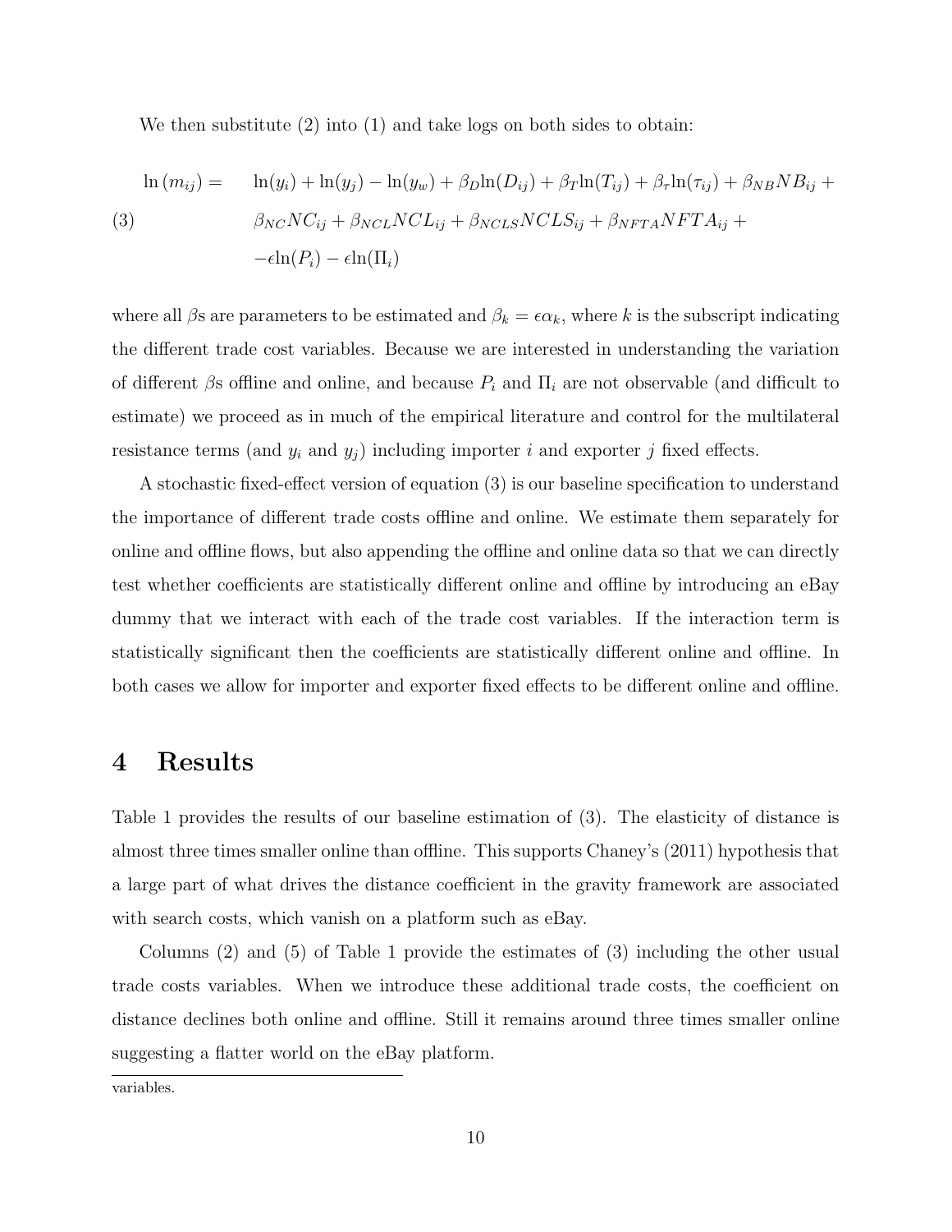We then substitute (2) into (1) and take logs on both sides to obtain:

$$
\begin{aligned}
\ln(m_{ij}) = \quad & \ln(y_i) + \ln(y_j) - \ln(y_w) + \beta_D \ln(D_{ij}) + \beta_T \ln(T_{ij}) + \beta_\tau \ln(\tau_{ij}) + \beta_{NB} NB_{ij} + \\
& \beta_{NC} NC_{ij} + \beta_{NCL} NCL_{ij} + \beta_{NCLS} NCLS_{ij} + \beta_{NFTA} NFTA_{ij} + \\
& -\epsilon \ln(P_i) - \epsilon \ln(\Pi_i)
\end{aligned} \tag{3}
$$

where all $\beta$s are parameters to be estimated and $\beta_k = \epsilon \alpha_k$, where $k$ is the subscript indicating the different trade cost variables. Because we are interested in understanding the variation of different $\beta$s offline and online, and because $P_i$ and $\Pi_i$ are not observable (and difficult to estimate) we proceed as in much of the empirical literature and control for the multilateral resistance terms (and $y_i$ and $y_j$) including importer $i$ and exporter $j$ fixed effects.

A stochastic fixed-effect version of equation (3) is our baseline specification to understand the importance of different trade costs offline and online. We estimate them separately for online and offline flows, but also appending the offline and online data so that we can directly test whether coefficients are statistically different online and offline by introducing an eBay dummy that we interact with each of the trade cost variables. If the interaction term is statistically significant then the coefficients are statistically different online and offline. In both cases we allow for importer and exporter fixed effects to be different online and offline.

# 4 Results

Table 1 provides the results of our baseline estimation of (3). The elasticity of distance is almost three times smaller online than offline. This supports Chaney's (2011) hypothesis that a large part of what drives the distance coefficient in the gravity framework are associated with search costs, which vanish on a platform such as eBay.

Columns (2) and (5) of Table 1 provide the estimates of (3) including the other usual trade costs variables. When we introduce these additional trade costs, the coefficient on distance declines both online and offline. Still it remains around three times smaller online suggesting a flatter world on the eBay platform.

variables.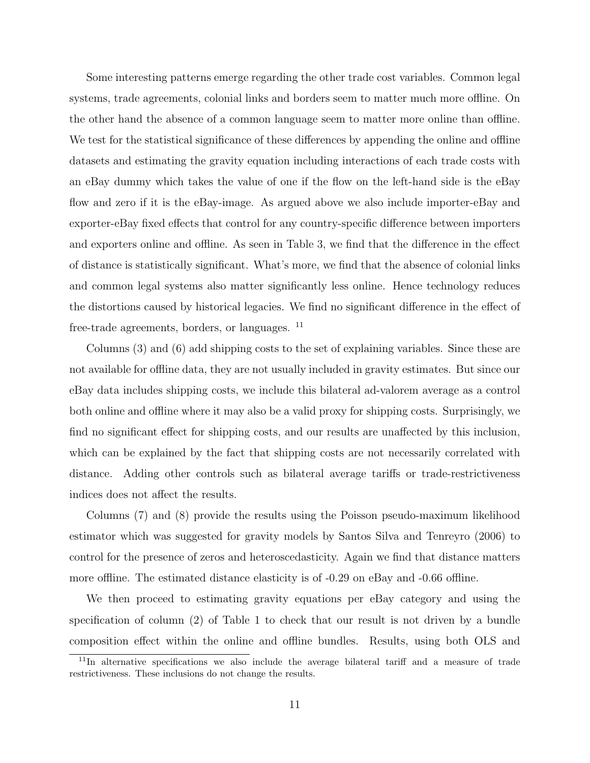Some interesting patterns emerge regarding the other trade cost variables. Common legal systems, trade agreements, colonial links and borders seem to matter much more offline. On the other hand the absence of a common language seem to matter more online than offline. We test for the statistical significance of these differences by appending the online and offline datasets and estimating the gravity equation including interactions of each trade costs with an eBay dummy which takes the value of one if the flow on the left-hand side is the eBay flow and zero if it is the eBay-image. As argued above we also include importer-eBay and exporter-eBay fixed effects that control for any country-specific difference between importers and exporters online and offline. As seen in Table 3, we find that the difference in the effect of distance is statistically significant. What's more, we find that the absence of colonial links and common legal systems also matter significantly less online. Hence technology reduces the distortions caused by historical legacies. We find no significant difference in the effect of free-trade agreements, borders, or languages. [11]

Columns (3) and (6) add shipping costs to the set of explaining variables. Since these are not available for offline data, they are not usually included in gravity estimates. But since our eBay data includes shipping costs, we include this bilateral ad-valorem average as a control both online and offline where it may also be a valid proxy for shipping costs. Surprisingly, we find no significant effect for shipping costs, and our results are unaffected by this inclusion, which can be explained by the fact that shipping costs are not necessarily correlated with distance. Adding other controls such as bilateral average tariffs or trade-restrictiveness indices does not affect the results.

Columns (7) and (8) provide the results using the Poisson pseudo-maximum likelihood estimator which was suggested for gravity models by Santos Silva and Tenreyro (2006) to control for the presence of zeros and heteroscedasticity. Again we find that distance matters more offline. The estimated distance elasticity is of -0.29 on eBay and -0.66 offline.

We then proceed to estimating gravity equations per eBay category and using the specification of column (2) of Table 1 to check that our result is not driven by a bundle composition effect within the online and offline bundles. Results, using both OLS and

[11] In alternative specifications we also include the average bilateral tariff and a measure of trade restrictiveness. These inclusions do not change the results.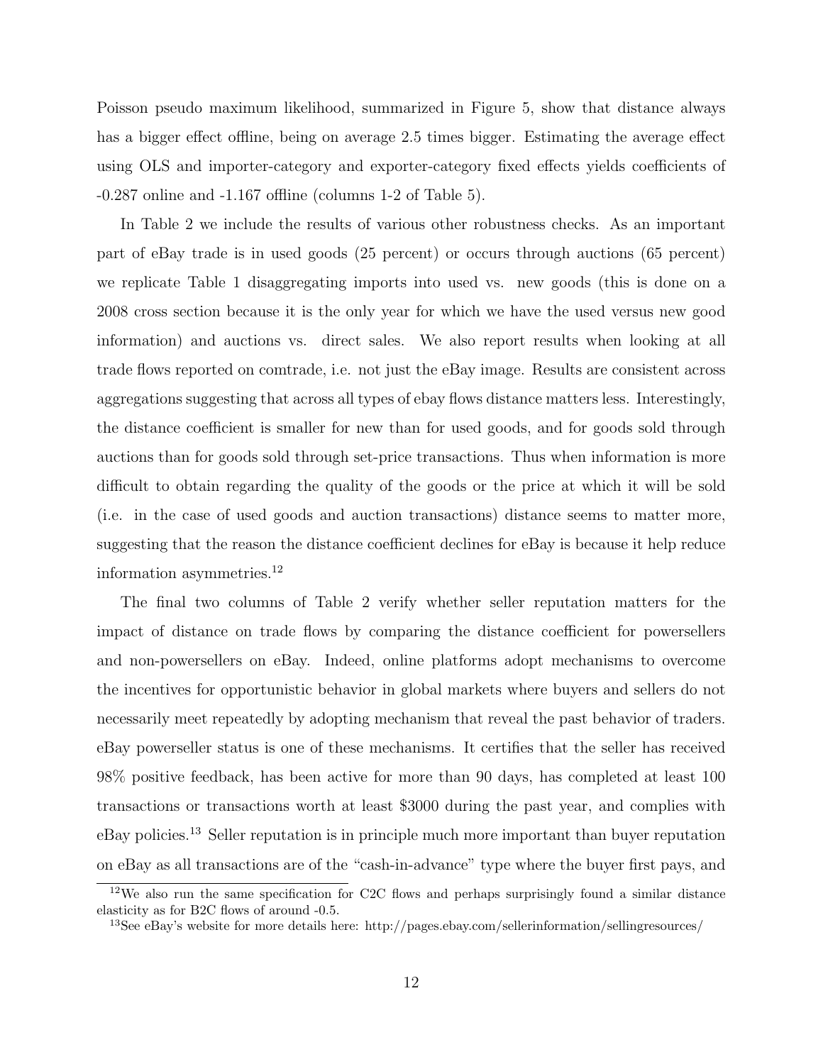Poisson pseudo maximum likelihood, summarized in Figure 5, show that distance always has a bigger effect offline, being on average 2.5 times bigger. Estimating the average effect using OLS and importer-category and exporter-category fixed effects yields coefficients of -0.287 online and -1.167 offline (columns 1-2 of Table 5).

In Table 2 we include the results of various other robustness checks. As an important part of eBay trade is in used goods (25 percent) or occurs through auctions (65 percent) we replicate Table 1 disaggregating imports into used vs. new goods (this is done on a 2008 cross section because it is the only year for which we have the used versus new good information) and auctions vs. direct sales. We also report results when looking at all trade flows reported on comtrade, i.e. not just the eBay image. Results are consistent across aggregations suggesting that across all types of ebay flows distance matters less. Interestingly, the distance coefficient is smaller for new than for used goods, and for goods sold through auctions than for goods sold through set-price transactions. Thus when information is more difficult to obtain regarding the quality of the goods or the price at which it will be sold (i.e. in the case of used goods and auction transactions) distance seems to matter more, suggesting that the reason the distance coefficient declines for eBay is because it help reduce information asymmetries.[12]

The final two columns of Table 2 verify whether seller reputation matters for the impact of distance on trade flows by comparing the distance coefficient for powersellers and non-powersellers on eBay. Indeed, online platforms adopt mechanisms to overcome the incentives for opportunistic behavior in global markets where buyers and sellers do not necessarily meet repeatedly by adopting mechanism that reveal the past behavior of traders. eBay powerseller status is one of these mechanisms. It certifies that the seller has received 98% positive feedback, has been active for more than 90 days, has completed at least 100 transactions or transactions worth at least $3000 during the past year, and complies with eBay policies.[13] Seller reputation is in principle much more important than buyer reputation on eBay as all transactions are of the "cash-in-advance" type where the buyer first pays, and

[12] We also run the same specification for C2C flows and perhaps surprisingly found a similar distance elasticity as for B2C flows of around -0.5.

[13] See eBay's website for more details here: http://pages.ebay.com/sellerinformation/sellingresources/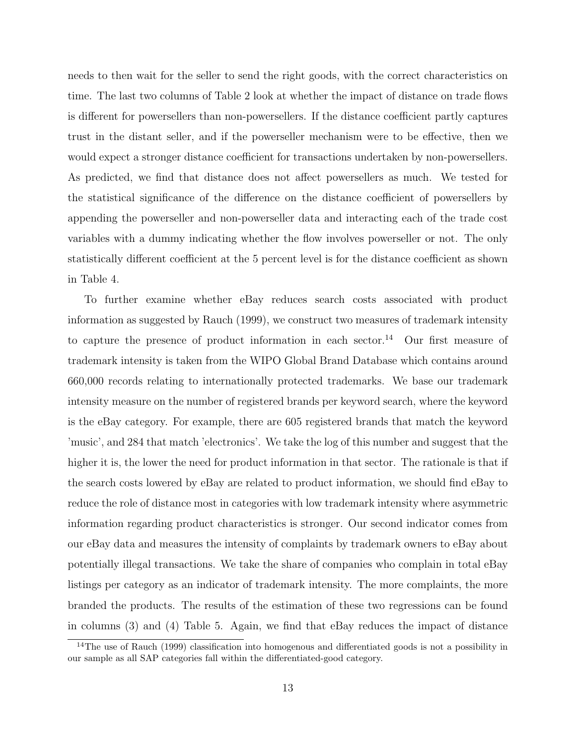needs to then wait for the seller to send the right goods, with the correct characteristics on time. The last two columns of Table 2 look at whether the impact of distance on trade flows is different for powersellers than non-powersellers. If the distance coefficient partly captures trust in the distant seller, and if the powerseller mechanism were to be effective, then we would expect a stronger distance coefficient for transactions undertaken by non-powersellers. As predicted, we find that distance does not affect powersellers as much. We tested for the statistical significance of the difference on the distance coefficient of powersellers by appending the powerseller and non-powerseller data and interacting each of the trade cost variables with a dummy indicating whether the flow involves powerseller or not. The only statistically different coefficient at the 5 percent level is for the distance coefficient as shown in Table 4.

To further examine whether eBay reduces search costs associated with product information as suggested by Rauch (1999), we construct two measures of trademark intensity to capture the presence of product information in each sector.[14] Our first measure of trademark intensity is taken from the WIPO Global Brand Database which contains around 660,000 records relating to internationally protected trademarks. We base our trademark intensity measure on the number of registered brands per keyword search, where the keyword is the eBay category. For example, there are 605 registered brands that match the keyword 'music', and 284 that match 'electronics'. We take the log of this number and suggest that the higher it is, the lower the need for product information in that sector. The rationale is that if the search costs lowered by eBay are related to product information, we should find eBay to reduce the role of distance most in categories with low trademark intensity where asymmetric information regarding product characteristics is stronger. Our second indicator comes from our eBay data and measures the intensity of complaints by trademark owners to eBay about potentially illegal transactions. We take the share of companies who complain in total eBay listings per category as an indicator of trademark intensity. The more complaints, the more branded the products. The results of the estimation of these two regressions can be found in columns (3) and (4) Table 5. Again, we find that eBay reduces the impact of distance

[14] The use of Rauch (1999) classification into homogenous and differentiated goods is not a possibility in our sample as all SAP categories fall within the differentiated-good category.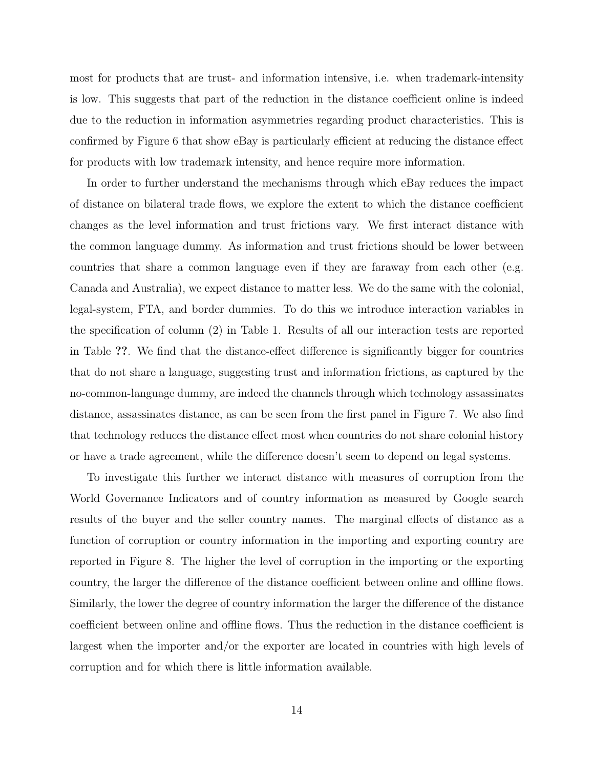most for products that are trust- and information intensive, i.e. when trademark-intensity is low. This suggests that part of the reduction in the distance coefficient online is indeed due to the reduction in information asymmetries regarding product characteristics. This is confirmed by Figure 6 that show eBay is particularly efficient at reducing the distance effect for products with low trademark intensity, and hence require more information.

In order to further understand the mechanisms through which eBay reduces the impact of distance on bilateral trade flows, we explore the extent to which the distance coefficient changes as the level information and trust frictions vary. We first interact distance with the common language dummy. As information and trust frictions should be lower between countries that share a common language even if they are faraway from each other (e.g. Canada and Australia), we expect distance to matter less. We do the same with the colonial, legal-system, FTA, and border dummies. To do this we introduce interaction variables in the specification of column (2) in Table 1. Results of all our interaction tests are reported in Table **??**. We find that the distance-effect difference is significantly bigger for countries that do not share a language, suggesting trust and information frictions, as captured by the no-common-language dummy, are indeed the channels through which technology assassinates distance, assassinates distance, as can be seen from the first panel in Figure 7. We also find that technology reduces the distance effect most when countries do not share colonial history or have a trade agreement, while the difference doesn't seem to depend on legal systems.

To investigate this further we interact distance with measures of corruption from the World Governance Indicators and of country information as measured by Google search results of the buyer and the seller country names. The marginal effects of distance as a function of corruption or country information in the importing and exporting country are reported in Figure 8. The higher the level of corruption in the importing or the exporting country, the larger the difference of the distance coefficient between online and offline flows. Similarly, the lower the degree of country information the larger the difference of the distance coefficient between online and offline flows. Thus the reduction in the distance coefficient is largest when the importer and/or the exporter are located in countries with high levels of corruption and for which there is little information available.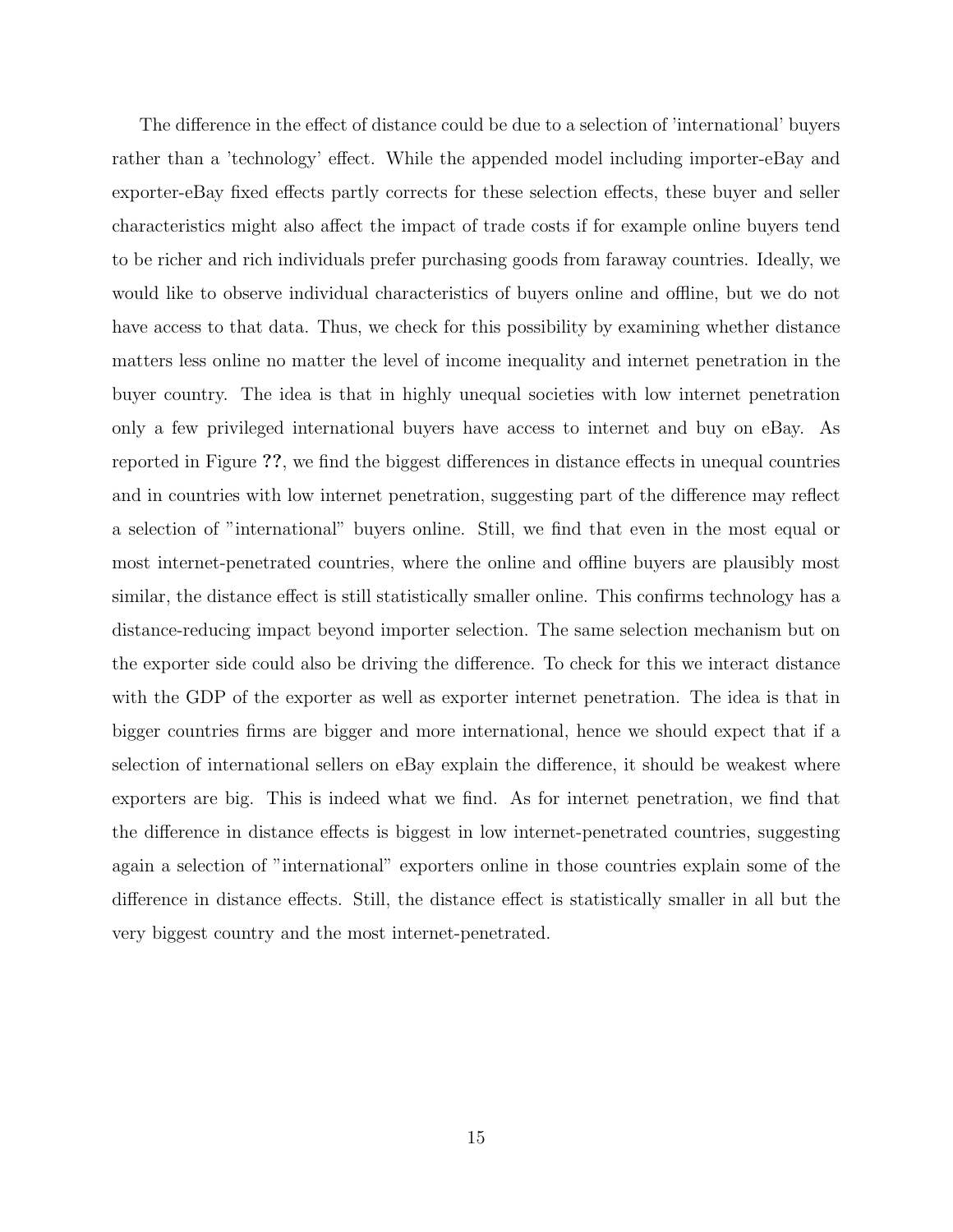The difference in the effect of distance could be due to a selection of 'international' buyers rather than a 'technology' effect. While the appended model including importer-eBay and exporter-eBay fixed effects partly corrects for these selection effects, these buyer and seller characteristics might also affect the impact of trade costs if for example online buyers tend to be richer and rich individuals prefer purchasing goods from faraway countries. Ideally, we would like to observe individual characteristics of buyers online and offline, but we do not have access to that data. Thus, we check for this possibility by examining whether distance matters less online no matter the level of income inequality and internet penetration in the buyer country. The idea is that in highly unequal societies with low internet penetration only a few privileged international buyers have access to internet and buy on eBay. As reported in Figure **??**, we find the biggest differences in distance effects in unequal countries and in countries with low internet penetration, suggesting part of the difference may reflect a selection of "international" buyers online. Still, we find that even in the most equal or most internet-penetrated countries, where the online and offline buyers are plausibly most similar, the distance effect is still statistically smaller online. This confirms technology has a distance-reducing impact beyond importer selection. The same selection mechanism but on the exporter side could also be driving the difference. To check for this we interact distance with the GDP of the exporter as well as exporter internet penetration. The idea is that in bigger countries firms are bigger and more international, hence we should expect that if a selection of international sellers on eBay explain the difference, it should be weakest where exporters are big. This is indeed what we find. As for internet penetration, we find that the difference in distance effects is biggest in low internet-penetrated countries, suggesting again a selection of "international" exporters online in those countries explain some of the difference in distance effects. Still, the distance effect is statistically smaller in all but the very biggest country and the most internet-penetrated.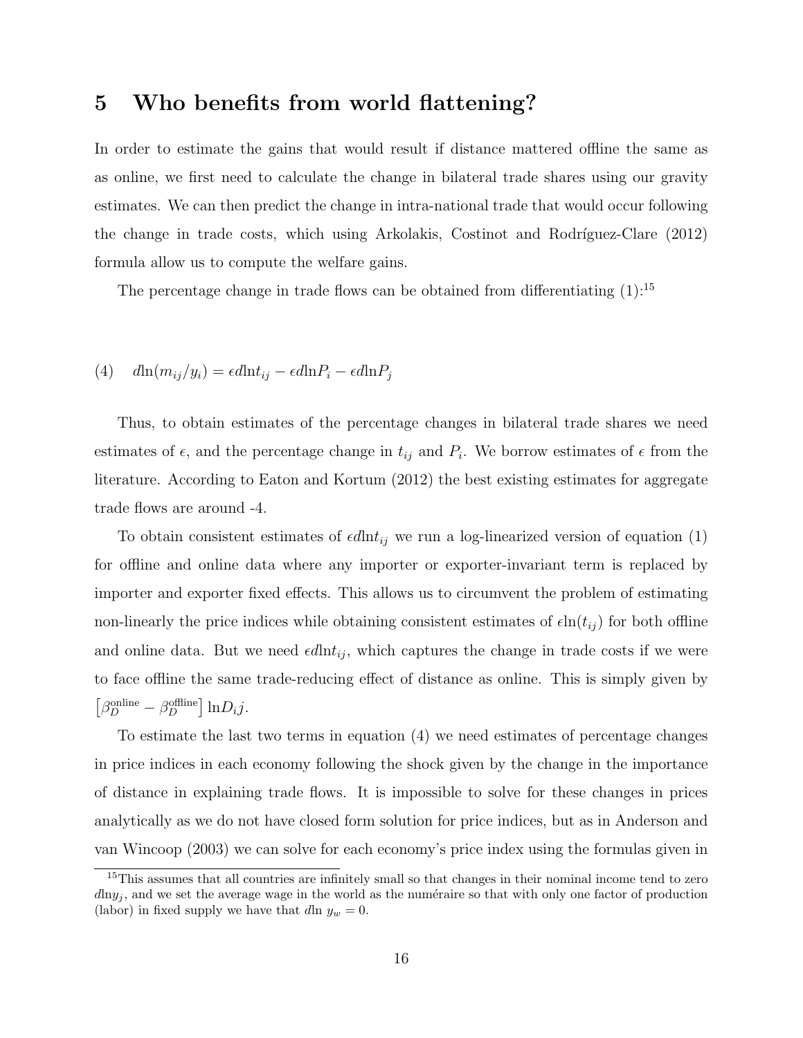## 5 Who benefits from world flattening?

In order to estimate the gains that would result if distance mattered offline the same as as online, we first need to calculate the change in bilateral trade shares using our gravity estimates. We can then predict the change in intra-national trade that would occur following the change in trade costs, which using Arkolakis, Costinot and Rodríguez-Clare (2012) formula allow us to compute the welfare gains.

The percentage change in trade flows can be obtained from differentiating (1):[15]

$$(4) \quad d\ln(m_{ij}/y_i) = \epsilon d\ln t_{ij} - \epsilon d\ln P_i - \epsilon d\ln P_j$$

Thus, to obtain estimates of the percentage changes in bilateral trade shares we need estimates of $\epsilon$, and the percentage change in $t_{ij}$ and $P_i$. We borrow estimates of $\epsilon$ from the literature. According to Eaton and Kortum (2012) the best existing estimates for aggregate trade flows are around -4.

To obtain consistent estimates of $\epsilon d\ln t_{ij}$ we run a log-linearized version of equation (1) for offline and online data where any importer or exporter-invariant term is replaced by importer and exporter fixed effects. This allows us to circumvent the problem of estimating non-linearly the price indices while obtaining consistent estimates of $\epsilon \ln(t_{ij})$ for both offline and online data. But we need $\epsilon d\ln t_{ij}$, which captures the change in trade costs if we were to face offline the same trade-reducing effect of distance as online. This is simply given by $\left[\beta_D^{\text{online}} - \beta_D^{\text{offline}}\right] \ln D_i j$.

To estimate the last two terms in equation (4) we need estimates of percentage changes in price indices in each economy following the shock given by the change in the importance of distance in explaining trade flows. It is impossible to solve for these changes in prices analytically as we do not have closed form solution for price indices, but as in Anderson and van Wincoop (2003) we can solve for each economy's price index using the formulas given in

[15] This assumes that all countries are infinitely small so that changes in their nominal income tend to zero $d\ln y_j$, and we set the average wage in the world as the numéraire so that with only one factor of production (labor) in fixed supply we have that $d\ln\, y_w = 0$.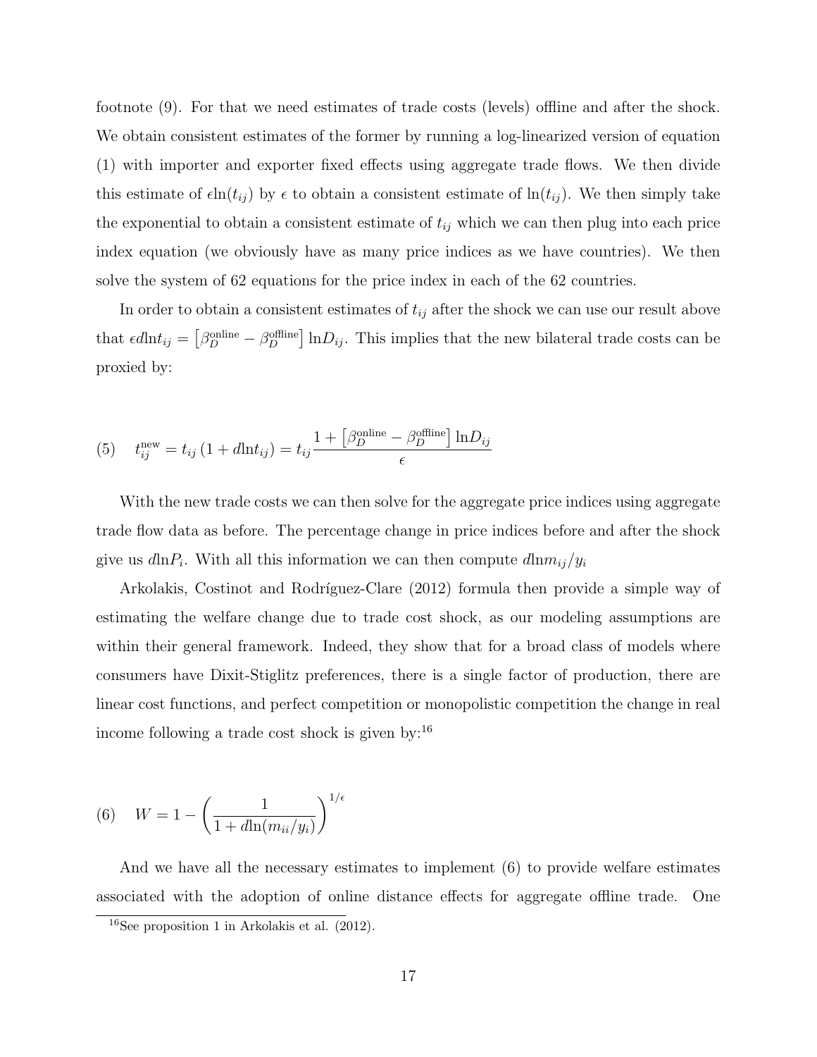footnote (9). For that we need estimates of trade costs (levels) offline and after the shock. We obtain consistent estimates of the former by running a log-linearized version of equation (1) with importer and exporter fixed effects using aggregate trade flows. We then divide this estimate of $\epsilon \ln(t_{ij})$ by $\epsilon$ to obtain a consistent estimate of $\ln(t_{ij})$. We then simply take the exponential to obtain a consistent estimate of $t_{ij}$ which we can then plug into each price index equation (we obviously have as many price indices as we have countries). We then solve the system of 62 equations for the price index in each of the 62 countries.

In order to obtain a consistent estimates of $t_{ij}$ after the shock we can use our result above that $\epsilon d\ln t_{ij} = \left[\beta_D^{\text{online}} - \beta_D^{\text{offline}}\right] \ln D_{ij}$. This implies that the new bilateral trade costs can be proxied by:

$$(5) \quad t_{ij}^{\text{new}} = t_{ij}\left(1 + d\ln t_{ij}\right) = t_{ij} \frac{1 + \left[\beta_D^{\text{online}} - \beta_D^{\text{offline}}\right] \ln D_{ij}}{\epsilon}$$

With the new trade costs we can then solve for the aggregate price indices using aggregate trade flow data as before. The percentage change in price indices before and after the shock give us $d\ln P_i$. With all this information we can then compute $d\ln m_{ij}/y_i$

Arkolakis, Costinot and Rodríguez-Clare (2012) formula then provide a simple way of estimating the welfare change due to trade cost shock, as our modeling assumptions are within their general framework. Indeed, they show that for a broad class of models where consumers have Dixit-Stiglitz preferences, there is a single factor of production, there are linear cost functions, and perfect competition or monopolistic competition the change in real income following a trade cost shock is given by:[16]

$$(6) \quad W = 1 - \left(\frac{1}{1 + d\ln(m_{ii}/y_i)}\right)^{1/\epsilon}$$

And we have all the necessary estimates to implement (6) to provide welfare estimates associated with the adoption of online distance effects for aggregate offline trade. One

[16]See proposition 1 in Arkolakis et al. (2012).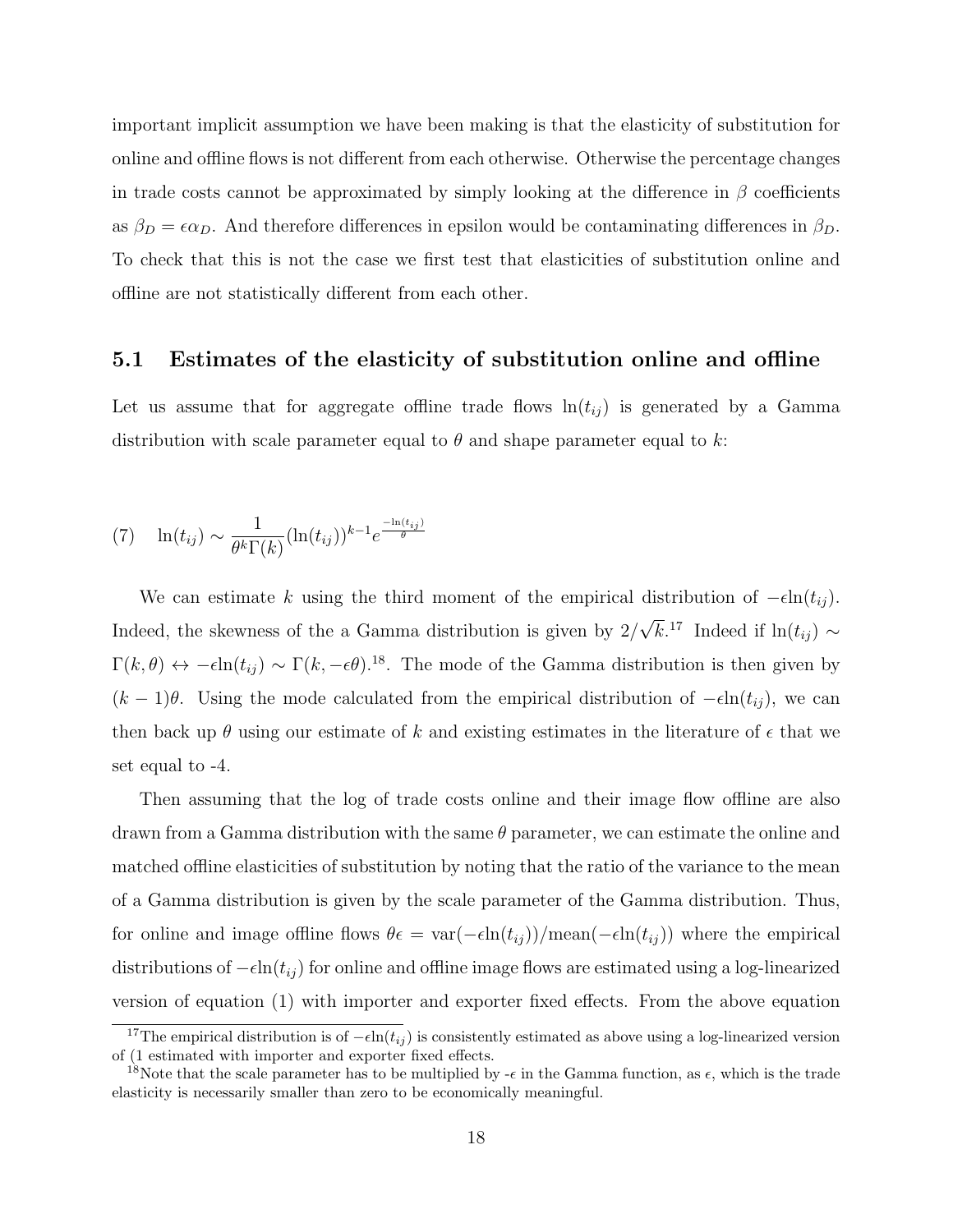important implicit assumption we have been making is that the elasticity of substitution for online and offline flows is not different from each otherwise. Otherwise the percentage changes in trade costs cannot be approximated by simply looking at the difference in $\beta$ coefficients as $\beta_D = \epsilon\alpha_D$. And therefore differences in epsilon would be contaminating differences in $\beta_D$. To check that this is not the case we first test that elasticities of substitution online and offline are not statistically different from each other.

### 5.1 Estimates of the elasticity of substitution online and offline

Let us assume that for aggregate offline trade flows $\ln(t_{ij})$ is generated by a Gamma distribution with scale parameter equal to $\theta$ and shape parameter equal to $k$:

$$(7) \quad \ln(t_{ij}) \sim \frac{1}{\theta^k \Gamma(k)} (\ln(t_{ij}))^{k-1} e^{\frac{-\ln(t_{ij})}{\theta}}$$

We can estimate $k$ using the third moment of the empirical distribution of $-\epsilon\ln(t_{ij})$. Indeed, the skewness of the a Gamma distribution is given by $2/\sqrt{k}$.[17] Indeed if $\ln(t_{ij}) \sim \Gamma(k, \theta) \leftrightarrow -\epsilon\ln(t_{ij}) \sim \Gamma(k, -\epsilon\theta)$.[18]. The mode of the Gamma distribution is then given by $(k-1)\theta$. Using the mode calculated from the empirical distribution of $-\epsilon\ln(t_{ij})$, we can then back up $\theta$ using our estimate of $k$ and existing estimates in the literature of $\epsilon$ that we set equal to -4.

Then assuming that the log of trade costs online and their image flow offline are also drawn from a Gamma distribution with the same $\theta$ parameter, we can estimate the online and matched offline elasticities of substitution by noting that the ratio of the variance to the mean of a Gamma distribution is given by the scale parameter of the Gamma distribution. Thus, for online and image offline flows $\theta\epsilon = \text{var}(-\epsilon\ln(t_{ij}))/\text{mean}(-\epsilon\ln(t_{ij}))$ where the empirical distributions of $-\epsilon\ln(t_{ij})$ for online and offline image flows are estimated using a log-linearized version of equation (1) with importer and exporter fixed effects. From the above equation

[17] The empirical distribution is of $-\epsilon\ln(t_{ij})$ is consistently estimated as above using a log-linearized version of (1 estimated with importer and exporter fixed effects.

[18] Note that the scale parameter has to be multiplied by $-\epsilon$ in the Gamma function, as $\epsilon$, which is the trade elasticity is necessarily smaller than zero to be economically meaningful.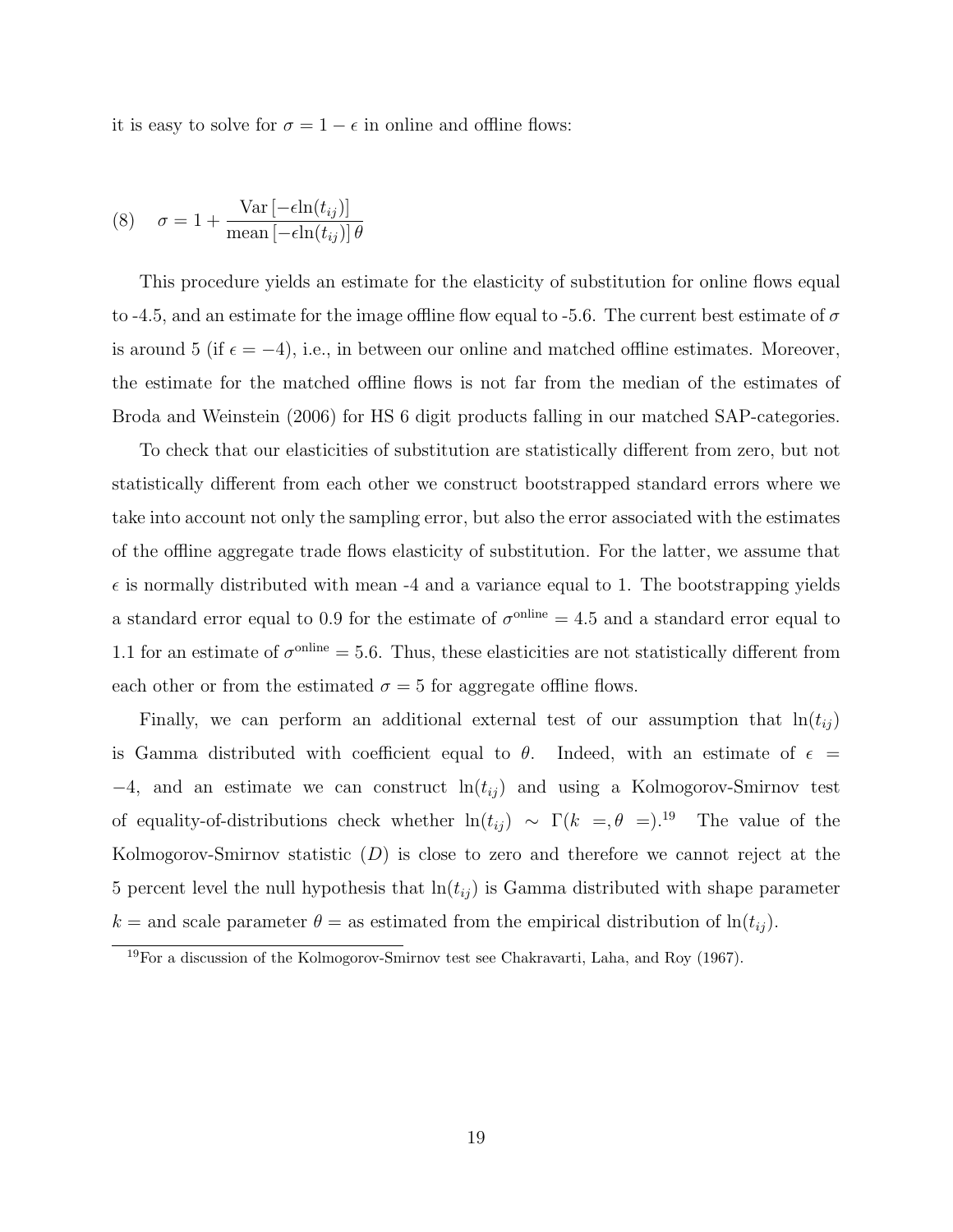it is easy to solve for $\sigma = 1 - \epsilon$ in online and offline flows:

$$(8) \quad \sigma = 1 + \frac{\text{Var}\left[-\epsilon \ln(t_{ij})\right]}{\text{mean}\left[-\epsilon \ln(t_{ij})\right]\theta}$$

This procedure yields an estimate for the elasticity of substitution for online flows equal to -4.5, and an estimate for the image offline flow equal to -5.6. The current best estimate of $\sigma$ is around 5 (if $\epsilon = -4$), i.e., in between our online and matched offline estimates. Moreover, the estimate for the matched offline flows is not far from the median of the estimates of Broda and Weinstein (2006) for HS 6 digit products falling in our matched SAP-categories.

To check that our elasticities of substitution are statistically different from zero, but not statistically different from each other we construct bootstrapped standard errors where we take into account not only the sampling error, but also the error associated with the estimates of the offline aggregate trade flows elasticity of substitution. For the latter, we assume that $\epsilon$ is normally distributed with mean -4 and a variance equal to 1. The bootstrapping yields a standard error equal to 0.9 for the estimate of $\sigma^{\text{online}} = 4.5$ and a standard error equal to 1.1 for an estimate of $\sigma^{\text{online}} = 5.6$. Thus, these elasticities are not statistically different from each other or from the estimated $\sigma = 5$ for aggregate offline flows.

Finally, we can perform an additional external test of our assumption that $\ln(t_{ij})$ is Gamma distributed with coefficient equal to $\theta$. Indeed, with an estimate of $\epsilon = -4$, and an estimate we can construct $\ln(t_{ij})$ and using a Kolmogorov-Smirnov test of equality-of-distributions check whether $\ln(t_{ij}) \sim \Gamma(k =, \theta =)$.[19] The value of the Kolmogorov-Smirnov statistic ($D$) is close to zero and therefore we cannot reject at the 5 percent level the null hypothesis that $\ln(t_{ij})$ is Gamma distributed with shape parameter $k =$ and scale parameter $\theta =$ as estimated from the empirical distribution of $\ln(t_{ij})$.

[19] For a discussion of the Kolmogorov-Smirnov test see Chakravarti, Laha, and Roy (1967).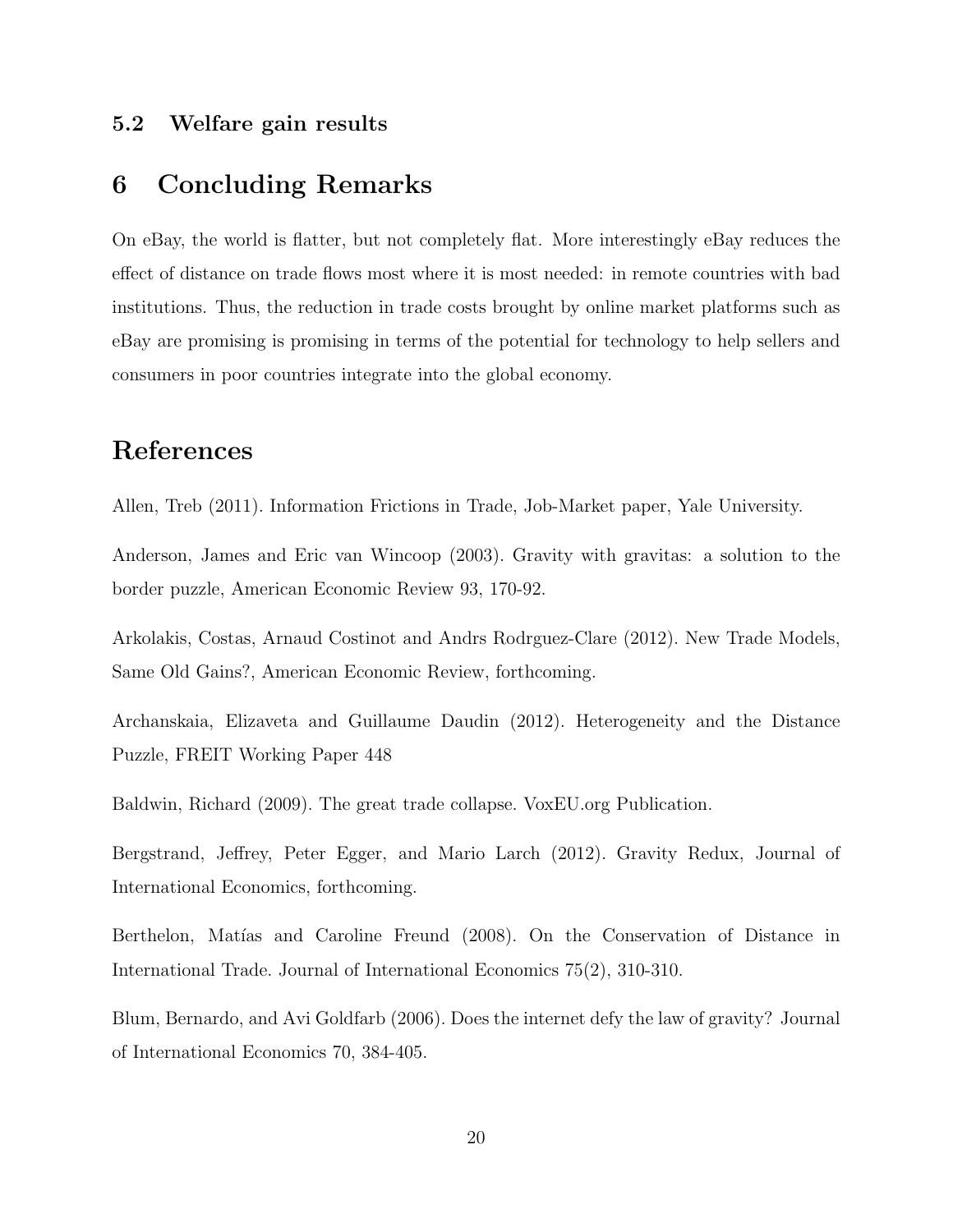### 5.2 Welfare gain results

## 6 Concluding Remarks

On eBay, the world is flatter, but not completely flat. More interestingly eBay reduces the effect of distance on trade flows most where it is most needed: in remote countries with bad institutions. Thus, the reduction in trade costs brought by online market platforms such as eBay are promising is promising in terms of the potential for technology to help sellers and consumers in poor countries integrate into the global economy.

## References

Allen, Treb (2011). Information Frictions in Trade, Job-Market paper, Yale University.

Anderson, James and Eric van Wincoop (2003). Gravity with gravitas: a solution to the border puzzle, American Economic Review 93, 170-92.

Arkolakis, Costas, Arnaud Costinot and Andrs Rodrguez-Clare (2012). New Trade Models, Same Old Gains?, American Economic Review, forthcoming.

Archanskaia, Elizaveta and Guillaume Daudin (2012). Heterogeneity and the Distance Puzzle, FREIT Working Paper 448

Baldwin, Richard (2009). The great trade collapse. VoxEU.org Publication.

Bergstrand, Jeffrey, Peter Egger, and Mario Larch (2012). Gravity Redux, Journal of International Economics, forthcoming.

Berthelon, Matías and Caroline Freund (2008). On the Conservation of Distance in International Trade. Journal of International Economics 75(2), 310-310.

Blum, Bernardo, and Avi Goldfarb (2006). Does the internet defy the law of gravity? Journal of International Economics 70, 384-405.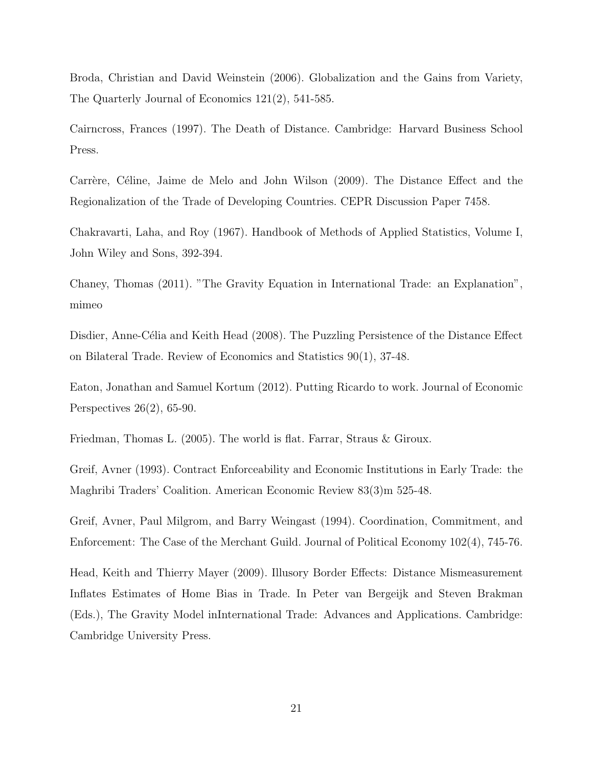Broda, Christian and David Weinstein (2006). Globalization and the Gains from Variety, The Quarterly Journal of Economics 121(2), 541-585.

Cairncross, Frances (1997). The Death of Distance. Cambridge: Harvard Business School Press.

Carrère, Céline, Jaime de Melo and John Wilson (2009). The Distance Effect and the Regionalization of the Trade of Developing Countries. CEPR Discussion Paper 7458.

Chakravarti, Laha, and Roy (1967). Handbook of Methods of Applied Statistics, Volume I, John Wiley and Sons, 392-394.

Chaney, Thomas (2011). "The Gravity Equation in International Trade: an Explanation", mimeo

Disdier, Anne-Célia and Keith Head (2008). The Puzzling Persistence of the Distance Effect on Bilateral Trade. Review of Economics and Statistics 90(1), 37-48.

Eaton, Jonathan and Samuel Kortum (2012). Putting Ricardo to work. Journal of Economic Perspectives 26(2), 65-90.

Friedman, Thomas L. (2005). The world is flat. Farrar, Straus & Giroux.

Greif, Avner (1993). Contract Enforceability and Economic Institutions in Early Trade: the Maghribi Traders' Coalition. American Economic Review 83(3)m 525-48.

Greif, Avner, Paul Milgrom, and Barry Weingast (1994). Coordination, Commitment, and Enforcement: The Case of the Merchant Guild. Journal of Political Economy 102(4), 745-76.

Head, Keith and Thierry Mayer (2009). Illusory Border Effects: Distance Mismeasurement Inflates Estimates of Home Bias in Trade. In Peter van Bergeijk and Steven Brakman (Eds.), The Gravity Model inInternational Trade: Advances and Applications. Cambridge: Cambridge University Press.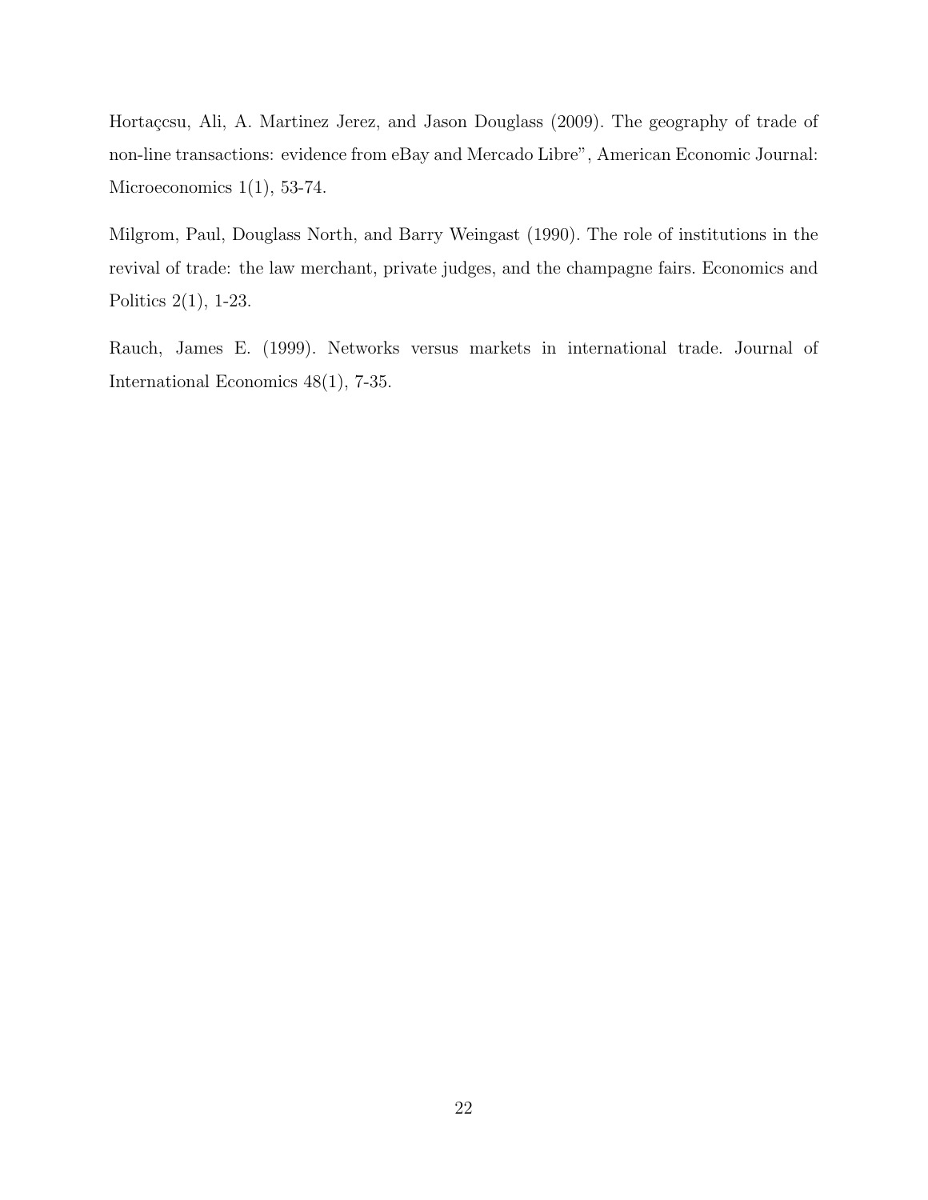Hortaçcsu, Ali, A. Martinez Jerez, and Jason Douglass (2009). The geography of trade of non-line transactions: evidence from eBay and Mercado Libre", American Economic Journal: Microeconomics 1(1), 53-74.

Milgrom, Paul, Douglass North, and Barry Weingast (1990). The role of institutions in the revival of trade: the law merchant, private judges, and the champagne fairs. Economics and Politics 2(1), 1-23.

Rauch, James E. (1999). Networks versus markets in international trade. Journal of International Economics 48(1), 7-35.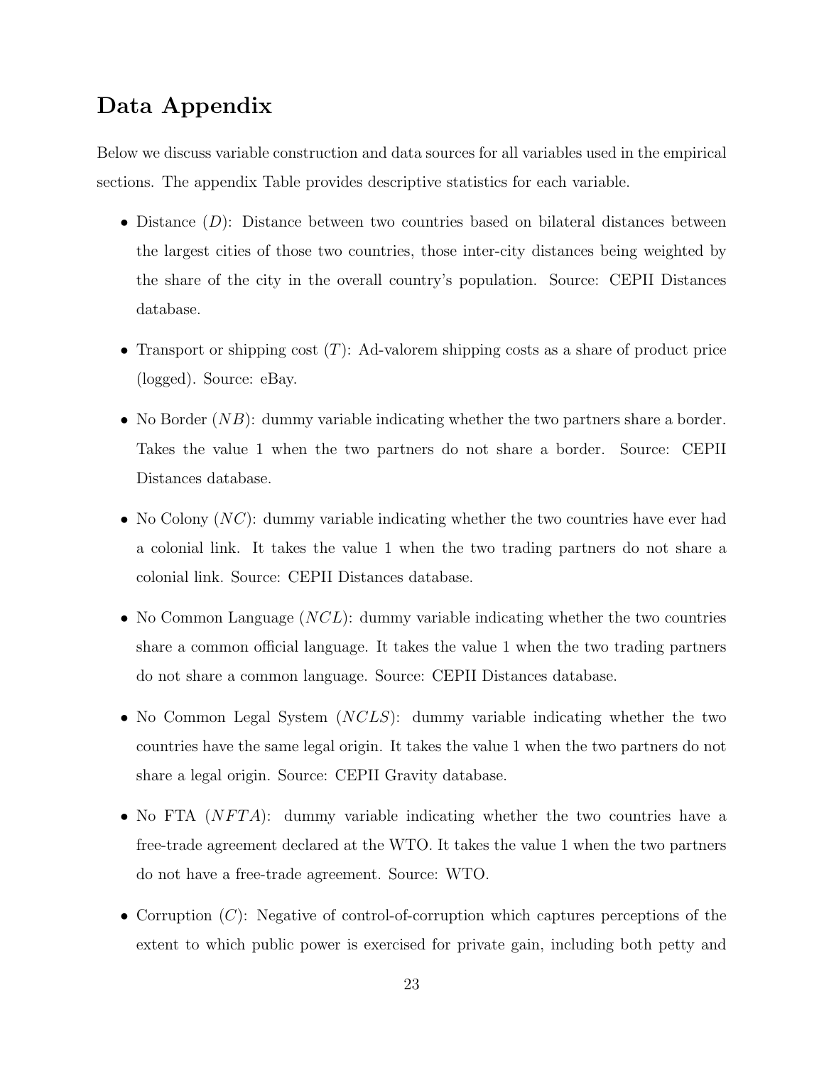# Data Appendix

Below we discuss variable construction and data sources for all variables used in the empirical sections. The appendix Table provides descriptive statistics for each variable.

- Distance ($D$): Distance between two countries based on bilateral distances between the largest cities of those two countries, those inter-city distances being weighted by the share of the city in the overall country's population. Source: CEPII Distances database.
- Transport or shipping cost ($T$): Ad-valorem shipping costs as a share of product price (logged). Source: eBay.
- No Border ($NB$): dummy variable indicating whether the two partners share a border. Takes the value 1 when the two partners do not share a border. Source: CEPII Distances database.
- No Colony ($NC$): dummy variable indicating whether the two countries have ever had a colonial link. It takes the value 1 when the two trading partners do not share a colonial link. Source: CEPII Distances database.
- No Common Language ($NCL$): dummy variable indicating whether the two countries share a common official language. It takes the value 1 when the two trading partners do not share a common language. Source: CEPII Distances database.
- No Common Legal System ($NCLS$): dummy variable indicating whether the two countries have the same legal origin. It takes the value 1 when the two partners do not share a legal origin. Source: CEPII Gravity database.
- No FTA ($NFTA$): dummy variable indicating whether the two countries have a free-trade agreement declared at the WTO. It takes the value 1 when the two partners do not have a free-trade agreement. Source: WTO.
- Corruption ($C$): Negative of control-of-corruption which captures perceptions of the extent to which public power is exercised for private gain, including both petty and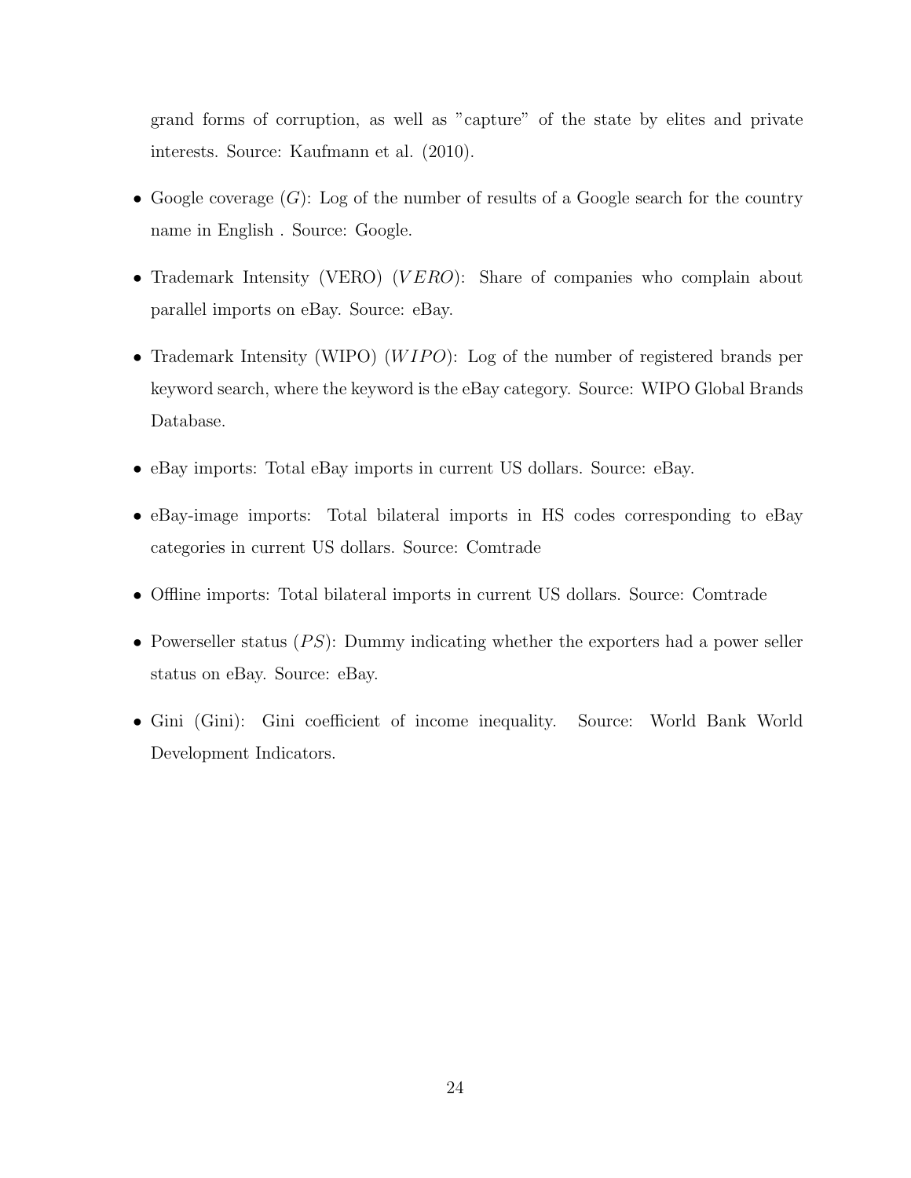grand forms of corruption, as well as "capture" of the state by elites and private interests. Source: Kaufmann et al. (2010).

- Google coverage ($G$): Log of the number of results of a Google search for the country name in English . Source: Google.
- Trademark Intensity (VERO) ($VERO$): Share of companies who complain about parallel imports on eBay. Source: eBay.
- Trademark Intensity (WIPO) ($WIPO$): Log of the number of registered brands per keyword search, where the keyword is the eBay category. Source: WIPO Global Brands Database.
- eBay imports: Total eBay imports in current US dollars. Source: eBay.
- eBay-image imports: Total bilateral imports in HS codes corresponding to eBay categories in current US dollars. Source: Comtrade
- Offline imports: Total bilateral imports in current US dollars. Source: Comtrade
- Powerseller status ($PS$): Dummy indicating whether the exporters had a power seller status on eBay. Source: eBay.
- Gini (Gini): Gini coefficient of income inequality. Source: World Bank World Development Indicators.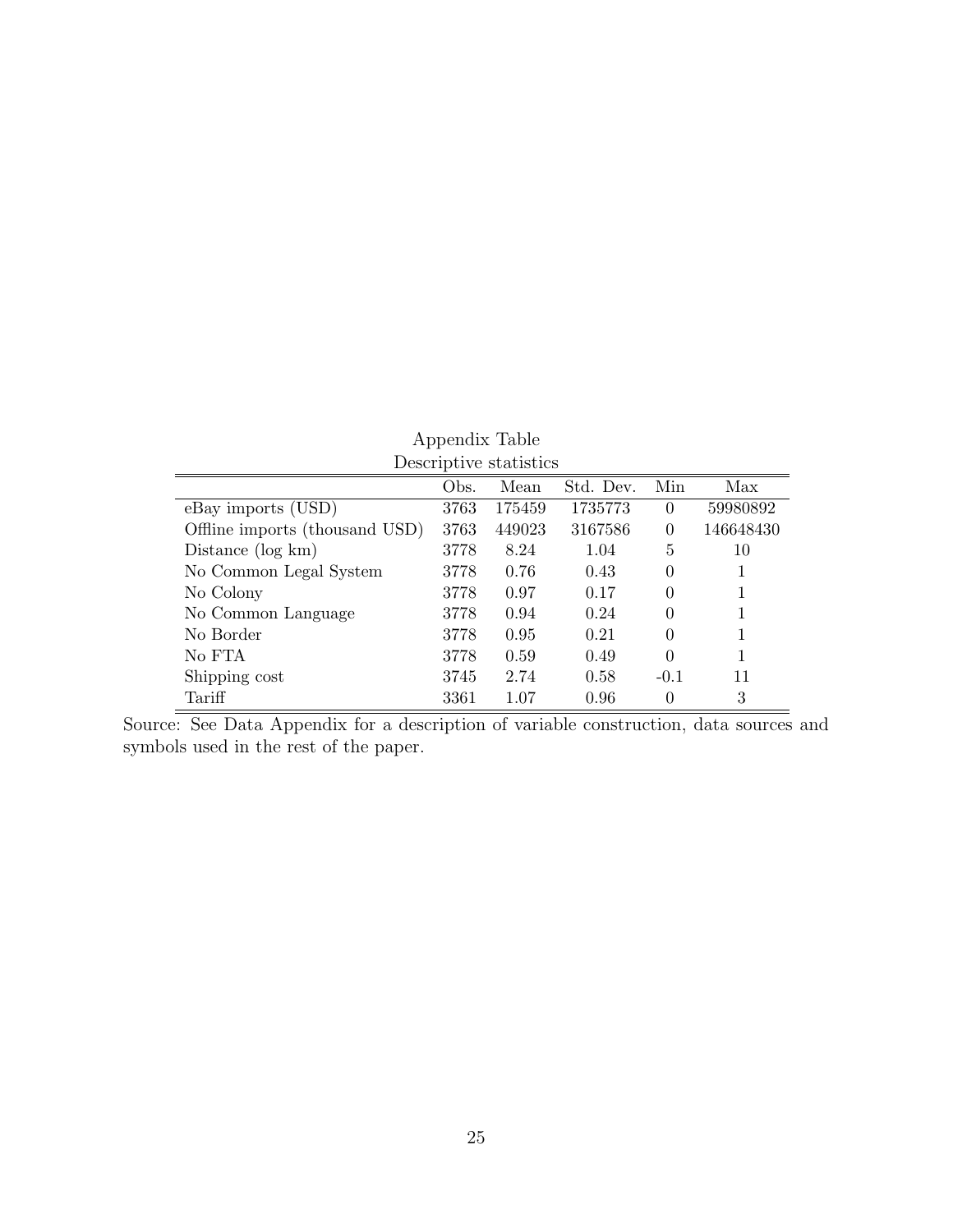Appendix Table

Descriptive statistics

| | Obs. | Mean | Std. Dev. | Min | Max |
|---|---|---|---|---|---|
| eBay imports (USD) | 3763 | 175459 | 1735773 | 0 | 59980892 |
| Offline imports (thousand USD) | 3763 | 449023 | 3167586 | 0 | 146648430 |
| Distance (log km) | 3778 | 8.24 | 1.04 | 5 | 10 |
| No Common Legal System | 3778 | 0.76 | 0.43 | 0 | 1 |
| No Colony | 3778 | 0.97 | 0.17 | 0 | 1 |
| No Common Language | 3778 | 0.94 | 0.24 | 0 | 1 |
| No Border | 3778 | 0.95 | 0.21 | 0 | 1 |
| No FTA | 3778 | 0.59 | 0.49 | 0 | 1 |
| Shipping cost | 3745 | 2.74 | 0.58 | -0.1 | 11 |
| Tariff | 3361 | 1.07 | 0.96 | 0 | 3 |

Source: See Data Appendix for a description of variable construction, data sources and symbols used in the rest of the paper.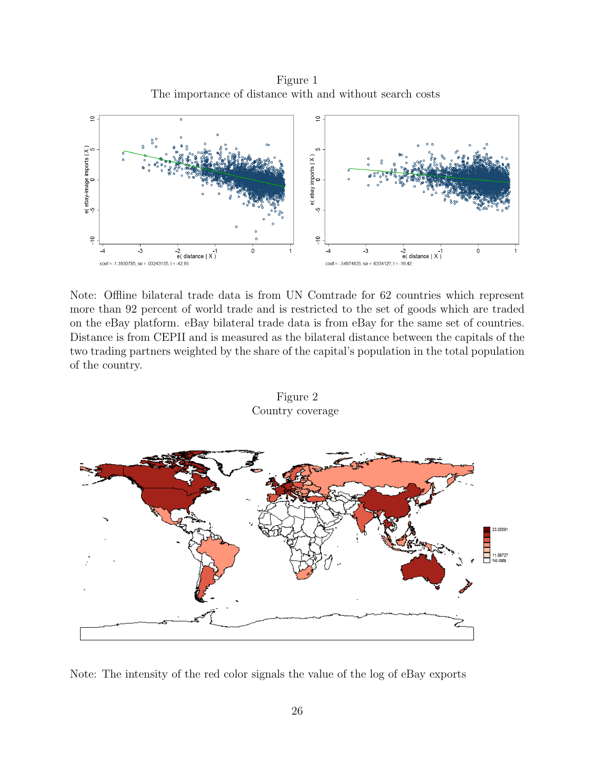Figure 1
The importance of distance with and without search costs

coef = -1.3930785, se = .03243155, t = -42.95

coef = -.54874635, se = .0334127, t = -16.42

Note: Offline bilateral trade data is from UN Comtrade for 62 countries which represent more than 92 percent of world trade and is restricted to the set of goods which are traded on the eBay platform. eBay bilateral trade data is from eBay for the same set of countries. Distance is from CEPII and is measured as the bilateral distance between the capitals of the two trading partners weighted by the share of the capital's population in the total population of the country.

Figure 2
Country coverage

Note: The intensity of the red color signals the value of the log of eBay exports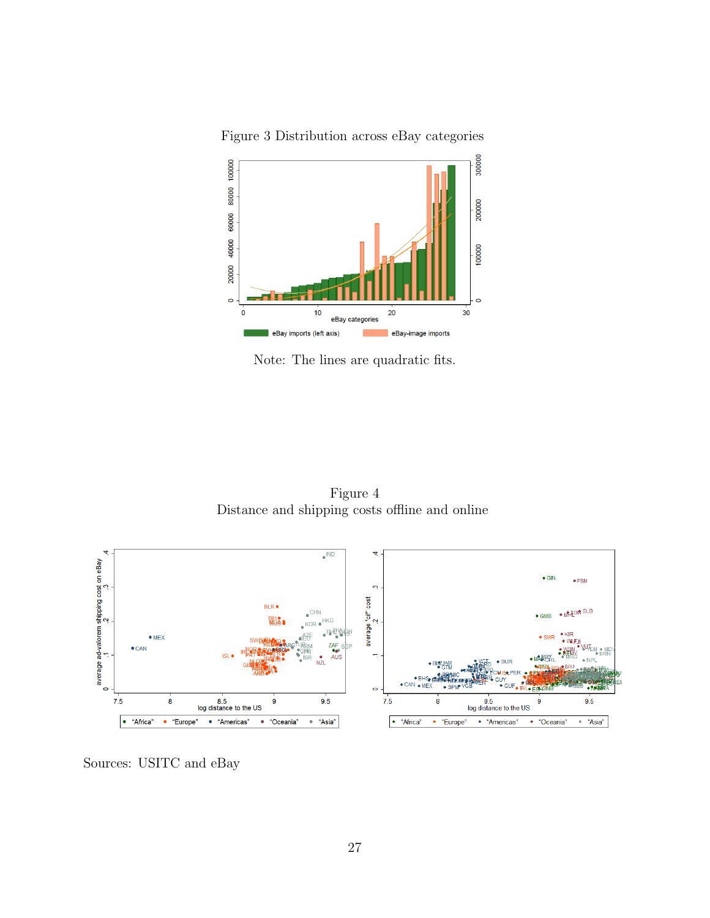Figure 3 Distribution across eBay categories

Note: The lines are quadratic fits.

Figure 4
Distance and shipping costs offline and online

Sources: USITC and eBay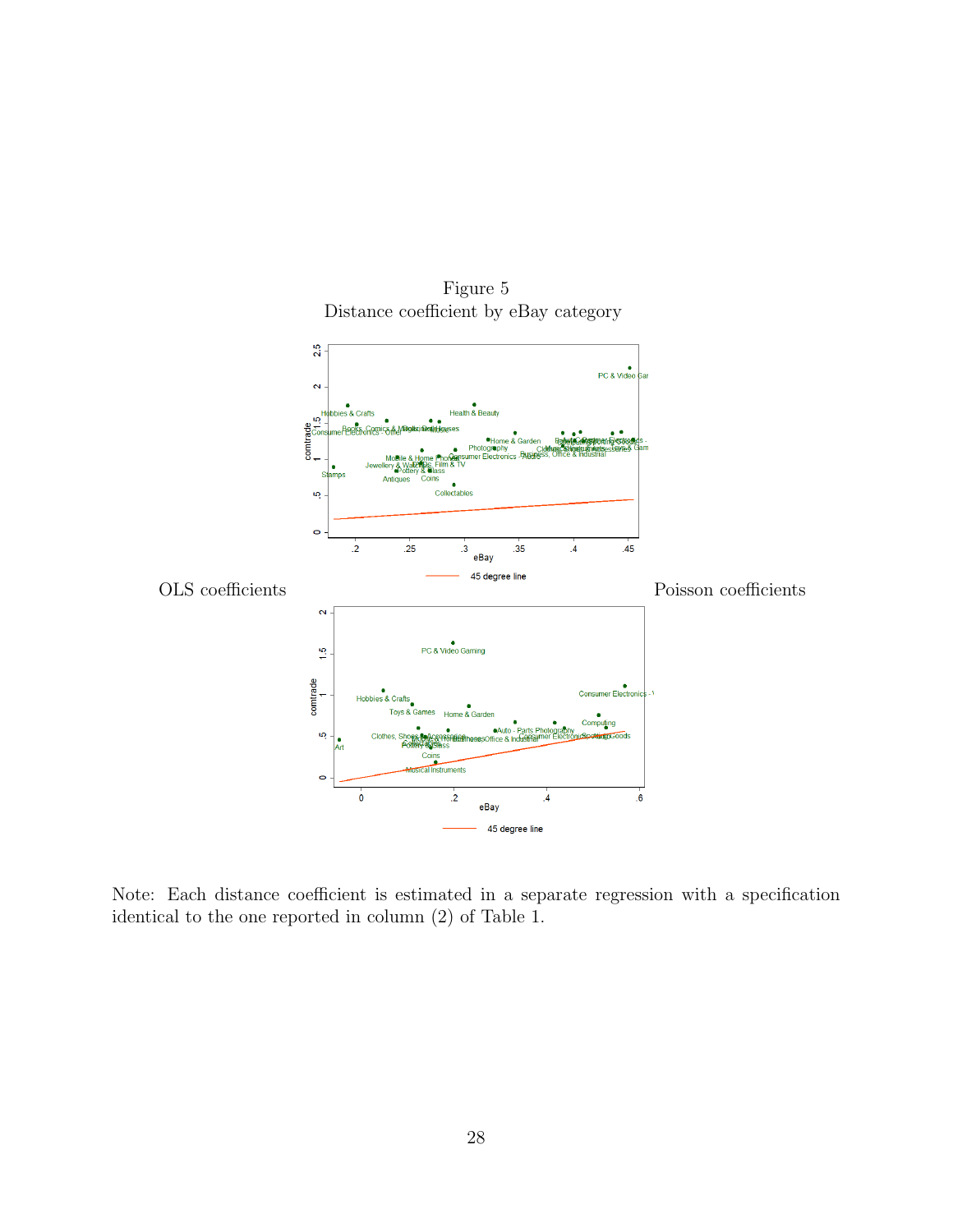Figure 5
Distance coefficient by eBay category

OLS coefficients

Poisson coefficients

Note: Each distance coefficient is estimated in a separate regression with a specification identical to the one reported in column (2) of Table 1.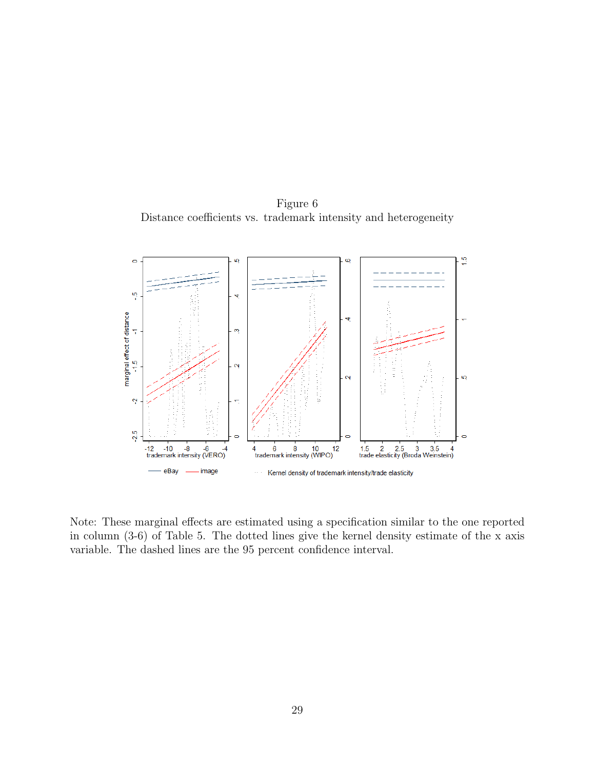Figure 6
Distance coefficients vs. trademark intensity and heterogeneity

Note: These marginal effects are estimated using a specification similar to the one reported in column (3-6) of Table 5. The dotted lines give the kernel density estimate of the x axis variable. The dashed lines are the 95 percent confidence interval.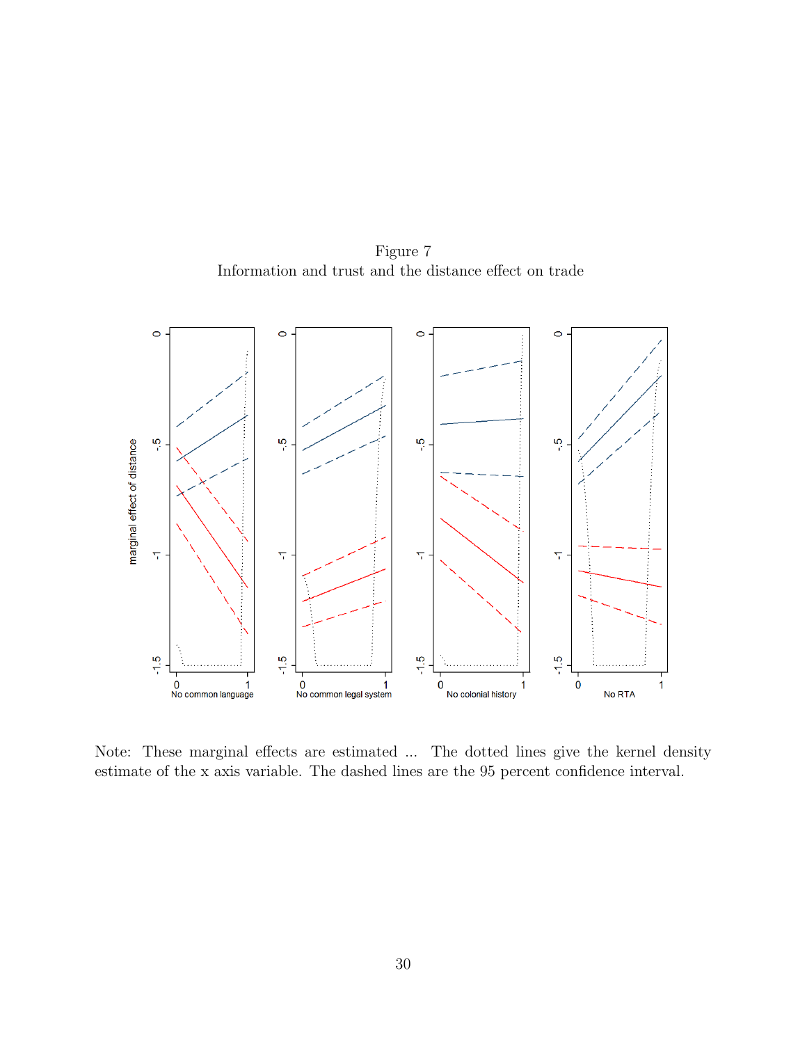Figure 7
Information and trust and the distance effect on trade

Note: These marginal effects are estimated ... The dotted lines give the kernel density estimate of the x axis variable. The dashed lines are the 95 percent confidence interval.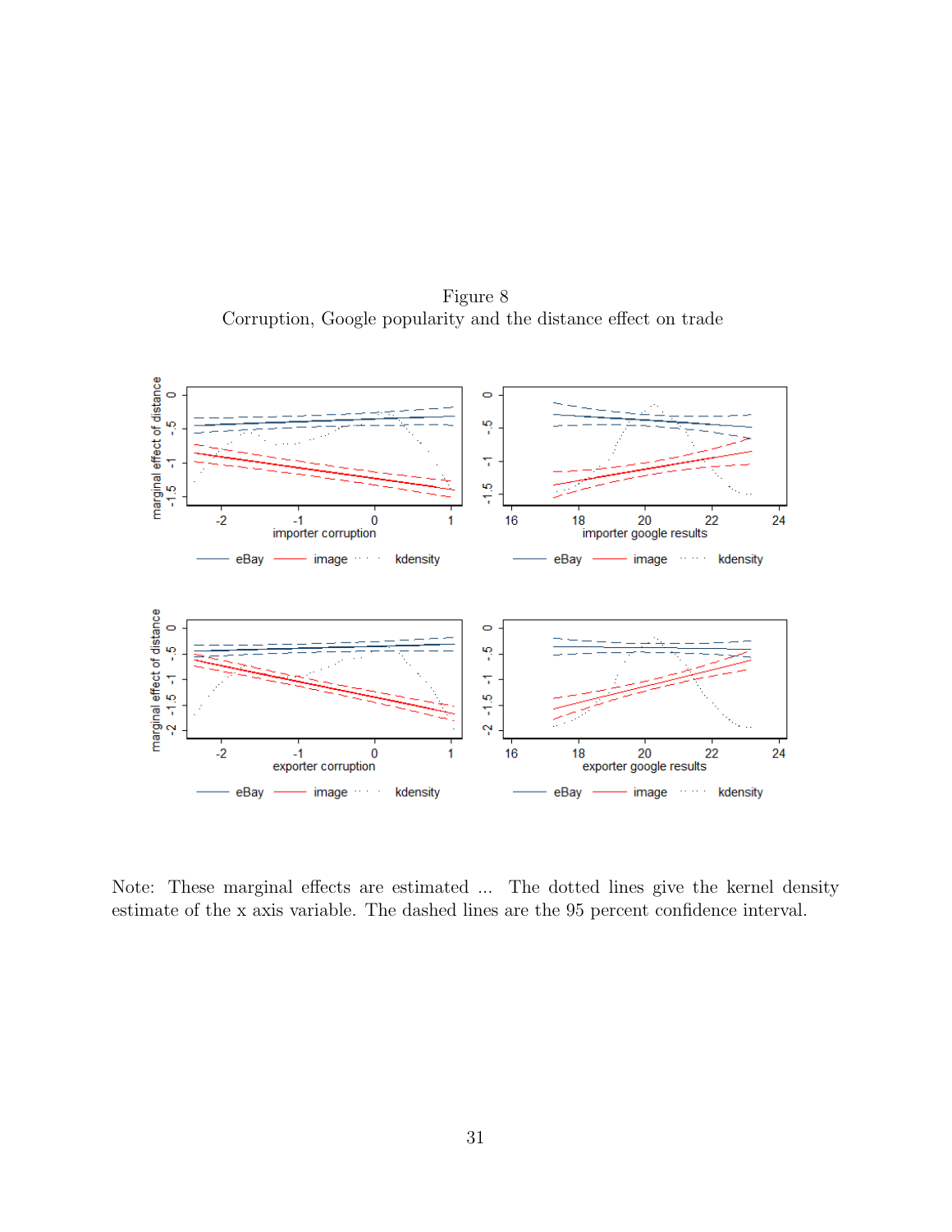Figure 8

Corruption, Google popularity and the distance effect on trade

Note: These marginal effects are estimated ... The dotted lines give the kernel density estimate of the x axis variable. The dashed lines are the 95 percent confidence interval.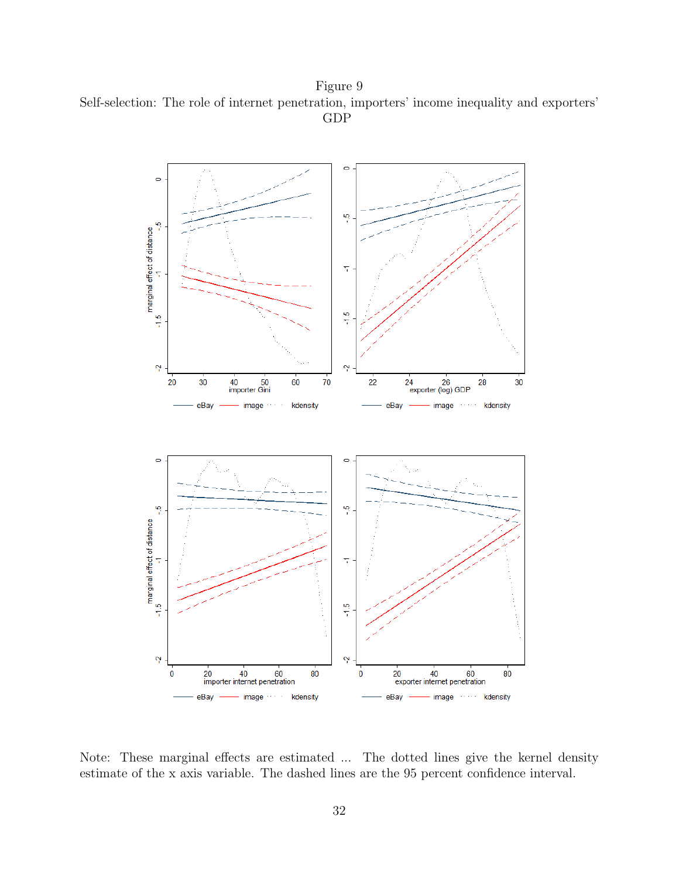Figure 9

Self-selection: The role of internet penetration, importers' income inequality and exporters' GDP

Note: These marginal effects are estimated ... The dotted lines give the kernel density estimate of the x axis variable. The dashed lines are the 95 percent confidence interval.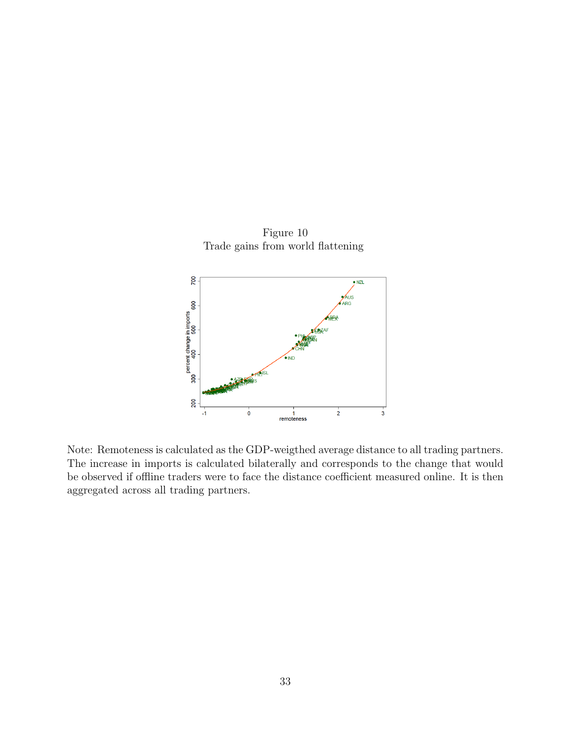Figure 10
Trade gains from world flattening

Note: Remoteness is calculated as the GDP-weigthed average distance to all trading partners. The increase in imports is calculated bilaterally and corresponds to the change that would be observed if offline traders were to face the distance coefficient measured online. It is then aggregated across all trading partners.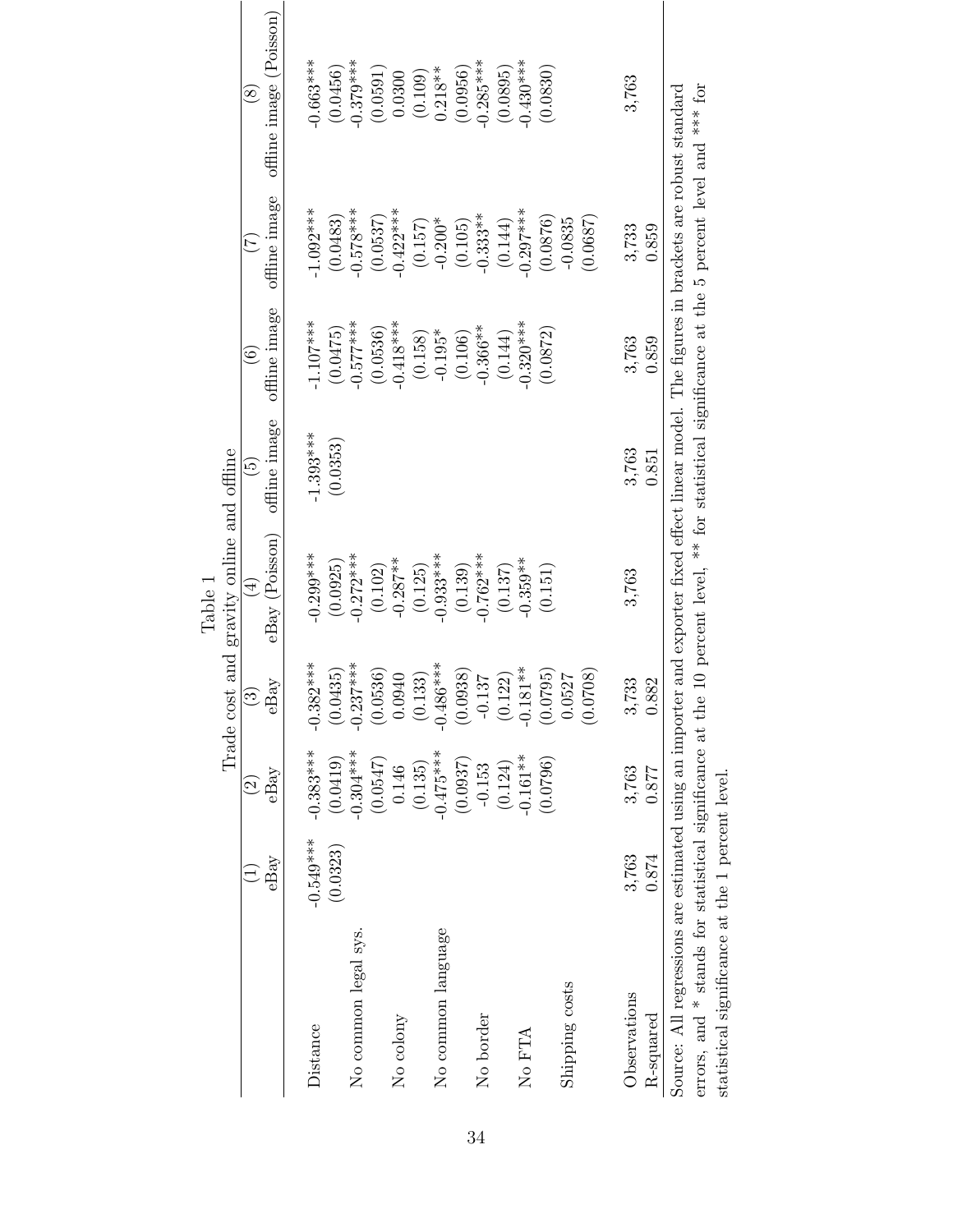Table 1

Trade cost and gravity online and offline

| | (1) | (2) | (3) | (4) | (5) | (6) | (7) | (8) |
|---|---|---|---|---|---|---|---|---|
| | eBay | eBay | eBay | eBay (Poisson) | offline image | offline image | offline image | offline image (Poisson) |
| Distance | -0.549*** | -0.383*** | -0.382*** | -0.299*** | -1.393*** | -1.107*** | -1.092*** | -0.663*** |
| | (0.0323) | (0.0419) | (0.0435) | (0.0925) | (0.0353) | (0.0475) | (0.0483) | (0.0456) |
| No common legal sys. | | -0.304*** | -0.237*** | -0.272*** | | -0.577*** | -0.578*** | -0.379*** |
| | | (0.0547) | (0.0536) | (0.102) | | (0.0536) | (0.0537) | (0.0591) |
| No colony | | 0.146 | 0.0940 | -0.287** | | -0.418*** | -0.422*** | 0.0300 |
| | | (0.135) | (0.133) | (0.125) | | (0.158) | (0.157) | (0.109) |
| No common language | | -0.475*** | -0.486*** | -0.933*** | | -0.195* | -0.200* | 0.218** |
| | | (0.0937) | (0.0938) | (0.139) | | (0.106) | (0.105) | (0.0956) |
| No border | | -0.153 | -0.137 | -0.762*** | | -0.366** | -0.333** | -0.285*** |
| | | (0.124) | (0.122) | (0.137) | | (0.144) | (0.144) | (0.0895) |
| No FTA | | -0.161** | -0.181** | -0.359** | | -0.320*** | -0.297*** | -0.430*** |
| | | (0.0796) | (0.0795) | (0.151) | | (0.0872) | (0.0876) | (0.0830) |
| Shipping costs | | | 0.0527 | | | | -0.0835 | |
| | | | (0.0708) | | | | (0.0687) | |
| Observations | 3,763 | 3,763 | 3,733 | 3,763 | 3,763 | 3,763 | 3,733 | 3,763 |
| R-squared | 0.874 | 0.877 | 0.882 | | 0.851 | 0.859 | 0.859 | |

Source: All regressions are estimated using an importer and exporter fixed effect linear model. The figures in brackets are robust standard errors, and * stands for statistical significance at the 10 percent level, ** for statistical significance at the 5 percent level and *** for statistical significance at the 1 percent level.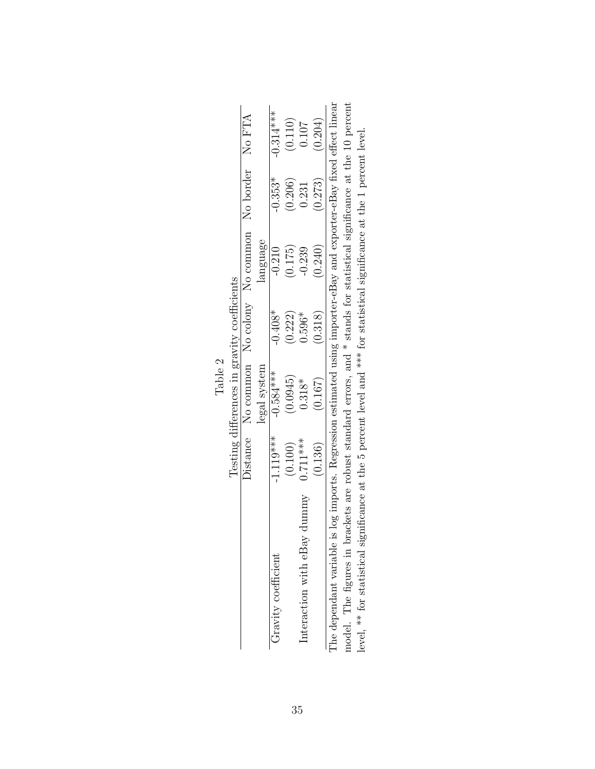Table 2

Testing differences in gravity coefficients

| | Distance | No common legal system | No colony | No common language | No border | No FTA |
|---|---|---|---|---|---|---|
| Gravity coefficient | -1.119*** | -0.584*** | -0.408* | -0.210 | -0.353* | -0.314*** |
| | (0.100) | (0.0945) | (0.222) | (0.175) | (0.206) | (0.110) |
| Interaction with eBay dummy | 0.711*** | 0.318* | 0.596* | -0.239 | 0.231 | 0.107 |
| | (0.136) | (0.167) | (0.318) | (0.240) | (0.273) | (0.204) |

The dependant variable is log imports. Regression estimated using importer-eBay and exporter-eBay fixed effect linear model. The figures in brackets are robust standard errors, and * stands for statistical significance at the 10 percent level, ** for statistical significance at the 5 percent level and *** for statistical significance at the 1 percent level.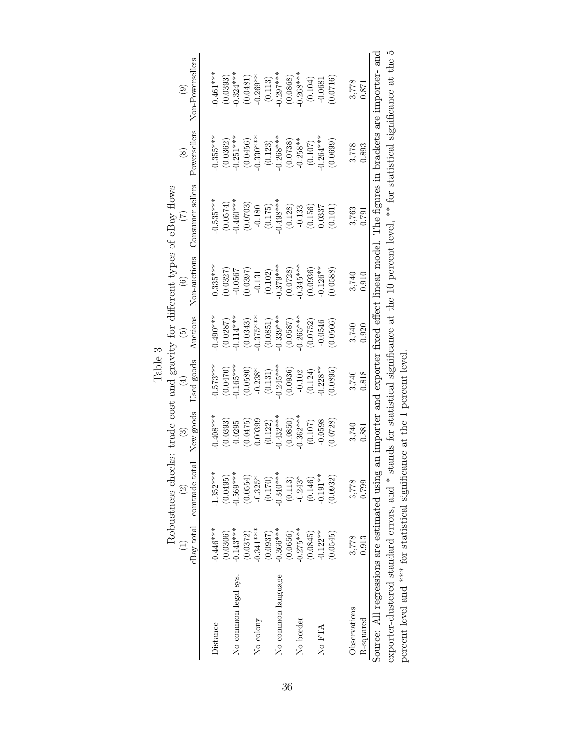Table 3

Robustness checks: trade cost and gravity for different types of eBay flows

| | (1) | (2) | (3) | (4) | (5) | (6) | (7) | (8) | (9) |
|---|---|---|---|---|---|---|---|---|---|
| | eBay total | comtrade total | New goods | Used goods | Auctions | Non-auctions | Consumer sellers | Powersellers | Non-Powersellers |
| Distance | -0.446*** | -1.352*** | -0.408*** | -0.573*** | -0.490*** | -0.335*** | -0.535*** | -0.355*** | -0.461*** |
| | (0.0306) | (0.0495) | (0.0393) | (0.0470) | (0.0287) | (0.0327) | (0.0574) | (0.0362) | (0.0393) |
| No common legal sys. | -0.143*** | -0.569*** | 0.0295 | -0.165*** | -0.114*** | -0.0567 | -0.460*** | -0.251*** | -0.324*** |
| | (0.0372) | (0.0554) | (0.0475) | (0.0580) | (0.0343) | (0.0397) | (0.0703) | (0.0456) | (0.0481) |
| No colony | -0.341*** | -0.325* | 0.00399 | -0.238* | -0.375*** | -0.131 | -0.180 | -0.330*** | -0.269** |
| | (0.0937) | (0.170) | (0.122) | (0.131) | (0.0851) | (0.102) | (0.175) | (0.123) | (0.113) |
| No common language | -0.366*** | -0.340*** | -0.432*** | -0.245*** | -0.339*** | -0.379*** | -0.498*** | -0.268*** | -0.297*** |
| | (0.0656) | (0.113) | (0.0850) | (0.0936) | (0.0587) | (0.0728) | (0.128) | (0.0738) | (0.0868) |
| No border | -0.275*** | -0.243* | -0.362*** | -0.102 | -0.265*** | -0.345*** | -0.133 | -0.258** | -0.268*** |
| | (0.0845) | (0.146) | (0.107) | (0.124) | (0.0752) | (0.0936) | (0.156) | (0.107) | (0.104) |
| No FTA | -0.122** | -0.191** | -0.0598 | -0.228** | -0.0546 | -0.126** | 0.0337 | -0.264*** | -0.0681 |
| | (0.0545) | (0.0932) | (0.0728) | (0.0895) | (0.0566) | (0.0588) | (0.101) | (0.0699) | (0.0716) |
| Observations | 3,778 | 3,778 | 3,740 | 3,740 | 3,740 | 3,740 | 3,763 | 3,778 | 3,778 |
| R-squared | 0.913 | 0.799 | 0.881 | 0.818 | 0.920 | 0.910 | 0.791 | 0.893 | 0.871 |

Source: All regressions are estimated using an importer and exporter fixed effect linear model. The figures in brackets are importer- and exporter-clustered standard errors, and * stands for statistical significance at the 10 percent level, ** for statistical significance at the 5 percent level and *** for statistical significance at the 1 percent level.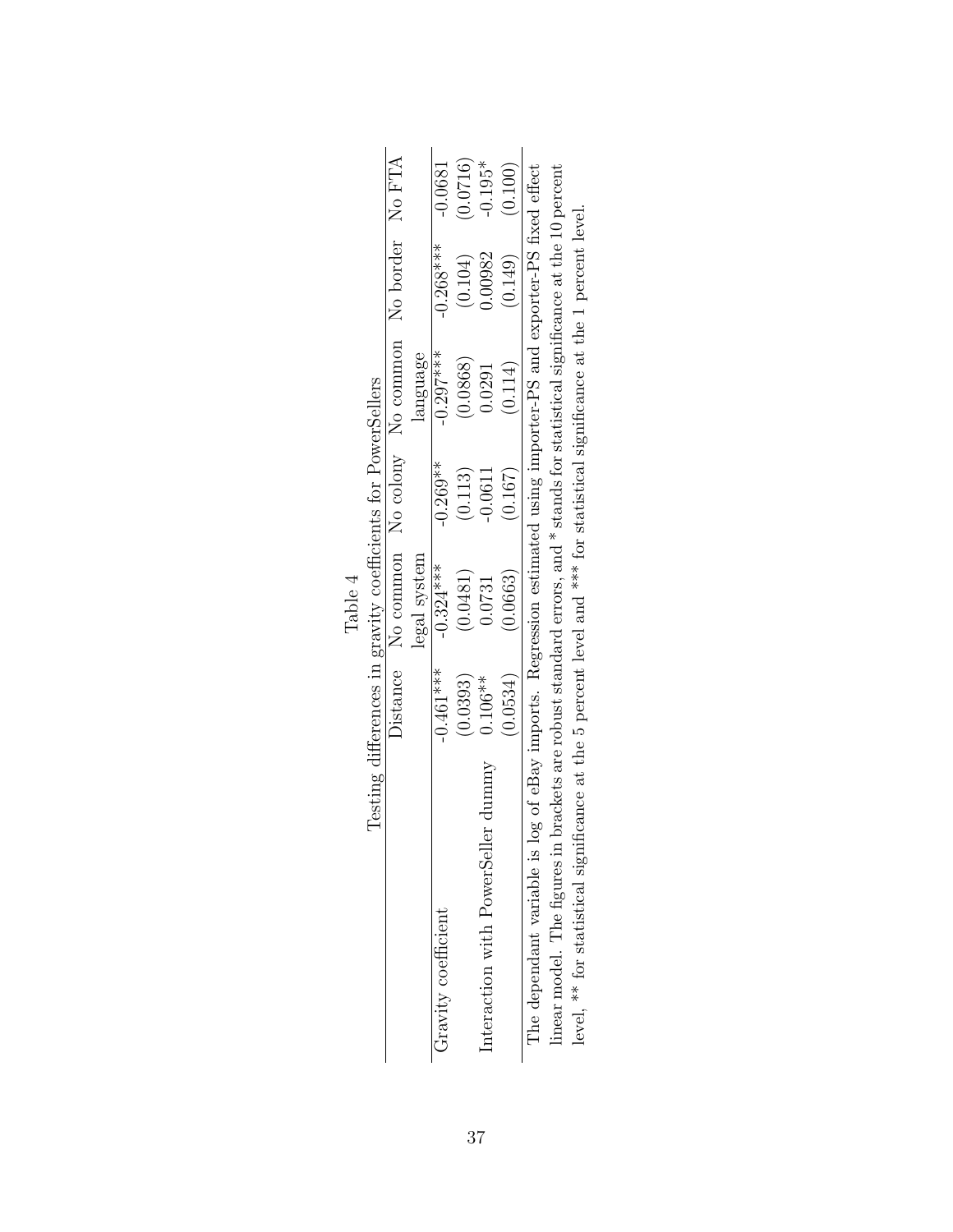Table 4

Testing differences in gravity coefficients for PowerSellers

| | Distance | No common legal system | No colony | No common language | No border | No FTA |
|---|---|---|---|---|---|---|
| Gravity coefficient | -0.461*** | -0.324*** | -0.269** | -0.297*** | -0.268*** | -0.0681 |
| | (0.0393) | (0.0481) | (0.113) | (0.0868) | (0.104) | (0.0716) |
| Interaction with PowerSeller dummy | 0.106** | 0.0731 | -0.0611 | 0.0291 | 0.00982 | -0.195* |
| | (0.0534) | (0.0663) | (0.167) | (0.114) | (0.149) | (0.100) |

The dependant variable is log of eBay imports. Regression estimated using importer-PS and exporter-PS fixed effect linear model. The figures in brackets are robust standard errors, and * stands for statistical significance at the 10 percent level, ** for statistical significance at the 5 percent level and *** for statistical significance at the 1 percent level.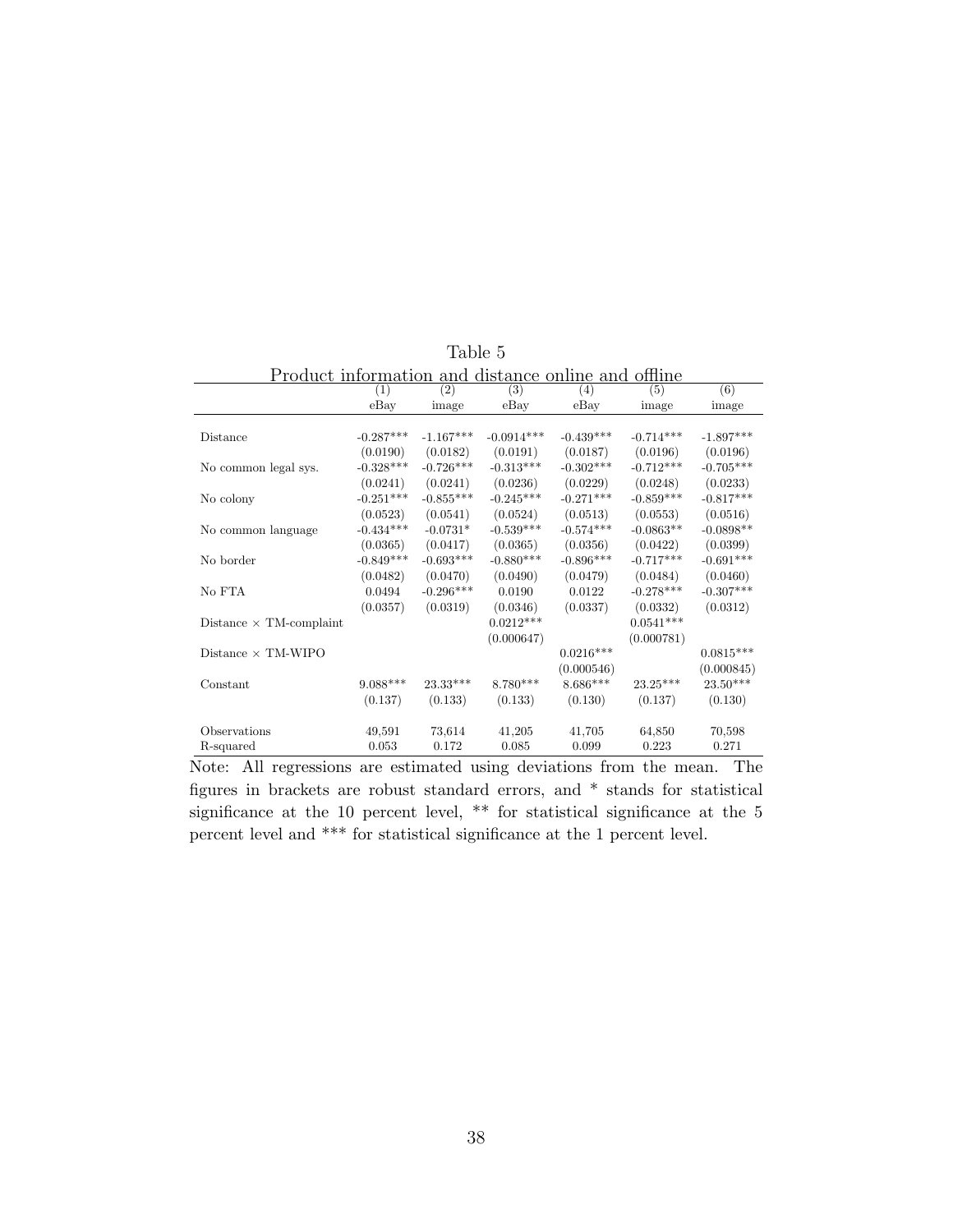Table 5

Product information and distance online and offline

| | (1) | (2) | (3) | (4) | (5) | (6) |
|---|---|---|---|---|---|---|
| | eBay | image | eBay | eBay | image | image |
| Distance | -0.287*** | -1.167*** | -0.0914*** | -0.439*** | -0.714*** | -1.897*** |
| | (0.0190) | (0.0182) | (0.0191) | (0.0187) | (0.0196) | (0.0196) |
| No common legal sys. | -0.328*** | -0.726*** | -0.313*** | -0.302*** | -0.712*** | -0.705*** |
| | (0.0241) | (0.0241) | (0.0236) | (0.0229) | (0.0248) | (0.0233) |
| No colony | -0.251*** | -0.855*** | -0.245*** | -0.271*** | -0.859*** | -0.817*** |
| | (0.0523) | (0.0541) | (0.0524) | (0.0513) | (0.0553) | (0.0516) |
| No common language | -0.434*** | -0.0731* | -0.539*** | -0.574*** | -0.0863** | -0.0898** |
| | (0.0365) | (0.0417) | (0.0365) | (0.0356) | (0.0422) | (0.0399) |
| No border | -0.849*** | -0.693*** | -0.880*** | -0.896*** | -0.717*** | -0.691*** |
| | (0.0482) | (0.0470) | (0.0490) | (0.0479) | (0.0484) | (0.0460) |
| No FTA | 0.0494 | -0.296*** | 0.0190 | 0.0122 | -0.278*** | -0.307*** |
| | (0.0357) | (0.0319) | (0.0346) | (0.0337) | (0.0332) | (0.0312) |
| Distance × TM-complaint | | | 0.0212*** | | 0.0541*** | |
| | | | (0.000647) | | (0.000781) | |
| Distance × TM-WIPO | | | | 0.0216*** | | 0.0815*** |
| | | | | (0.000546) | | (0.000845) |
| Constant | 9.088*** | 23.33*** | 8.780*** | 8.686*** | 23.25*** | 23.50*** |
| | (0.137) | (0.133) | (0.133) | (0.130) | (0.137) | (0.130) |
| Observations | 49,591 | 73,614 | 41,205 | 41,705 | 64,850 | 70,598 |
| R-squared | 0.053 | 0.172 | 0.085 | 0.099 | 0.223 | 0.271 |

Note: All regressions are estimated using deviations from the mean. The figures in brackets are robust standard errors, and * stands for statistical significance at the 10 percent level, ** for statistical significance at the 5 percent level and *** for statistical significance at the 1 percent level.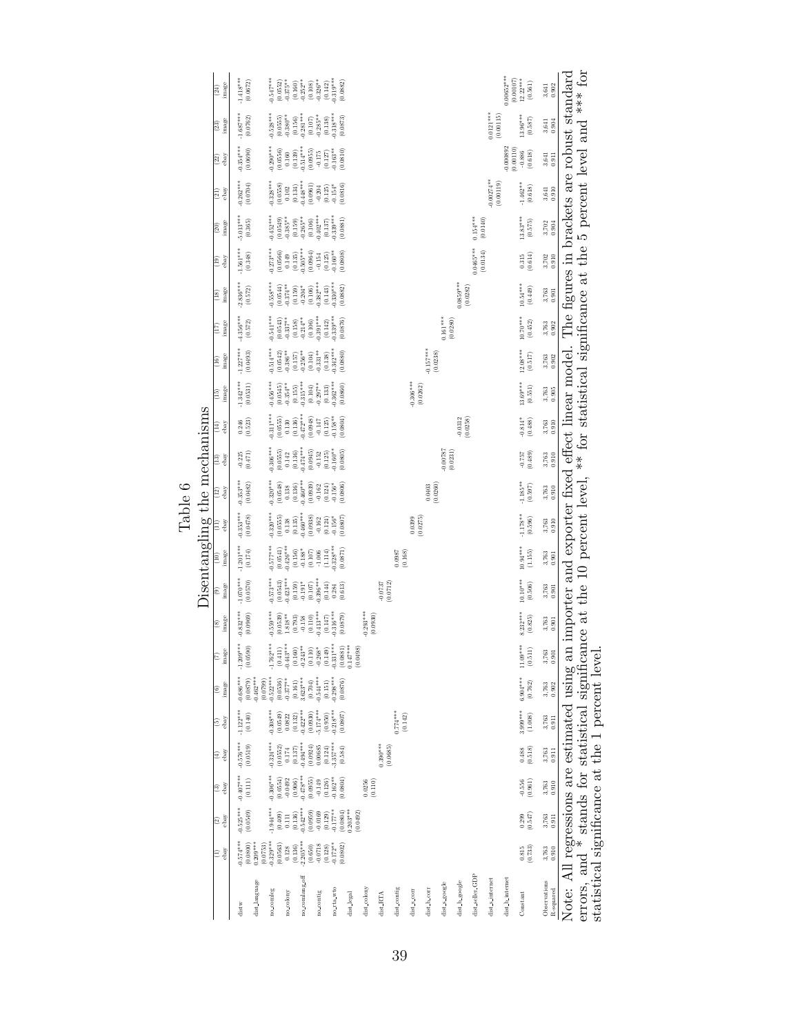# Table 6

## Disentangling the mechanisms

| | (1) | (2) | (3) | (4) | (5) | (6) | (7) | (8) | (9) | (10) | (11) | (12) | (13) | (14) | (15) | (16) | (17) | (18) | (19) | (20) | (21) | (22) | (23) | (24) |
|---|---|---|---|---|---|---|---|---|---|---|---|---|---|---|---|---|---|---|---|---|---|---|---|---|
| | ebay | ebay | ebay | ebay | ebay | image | image | image | image | image | ebay | ebay | ebay | ebay | image | image | image | image | ebay | image | ebay | ebay | image | image |
| distw | -0.574*** | -0.525*** | -0.407*** | -0.576*** | -1.122*** | -0.686*** | -1.209*** | -0.832*** | -1.070*** | -1.201*** | -0.353*** | -0.353*** | -0.225 | 0.246 | -1.342*** | -1.227*** | -4.356*** | -2.836*** | -1.561*** | -5.013*** | -0.262*** | -0.354*** | -1.687*** | -1.418*** |
| | (0.0800) | (0.0549) | (0.111) | (0.0519) | (0.140) | (0.0879) | (0.0590) | (0.0960) | (0.0570) | (0.174) | (0.0478) | (0.0482) | (0.471) | (0.523) | (0.0531) | (0.0493) | (0.572) | (0.572) | (0.348) | (0.365) | (0.0704) | (0.0690) | (0.0762) | (0.0672) |
| dist_language | 0.209*** | | | | | -0.462*** | | | | | | | | | | | | | | | | | | |
| | (0.0753) | | | | | (0.0799) | | | | | | | | | | | | | | | | | | |
| no_comleg | -0.329*** | -1.944*** | -0.360*** | -0.324*** | -0.308*** | -0.522*** | -1.762*** | -0.550*** | -0.573*** | -0.577*** | -0.320*** | -0.320*** | -0.306*** | -0.311*** | -0.456*** | -0.514*** | -0.541*** | -0.558*** | -0.273*** | -0.452*** | -0.328*** | -0.290*** | -0.528*** | -0.547*** |
| | (0.0563) | (0.499) | (0.0554) | (0.0552) | (0.0549) | (0.0536) | (0.411) | (0.0539) | (0.0543) | (0.0541) | (0.0555) | (0.0548) | (0.0555) | (0.0555) | (0.0545) | (0.0542) | (0.0543) | (0.0544) | (0.0566) | (0.0549) | (0.0558) | (0.0556) | (0.0555) | (0.0552) |
| no_colony | 0.128 | 0.111 | -0.0492 | 0.174 | 0.0822 | -0.377** | -0.443*** | 1.818** | -0.423*** | -0.426*** | 0.138 | 0.138 | 0.142 | 0.130 | -0.354** | -0.386** | -0.337** | -0.374** | 0.149 | -0.385** | 0.102 | 0.160 | -0.380** | -0.375** |
| | (0.136) | (0.136) | (0.906) | (0.137) | (0.132) | (0.161) | (0.160) | (0.793) | (0.159) | (0.156) | (0.135) | (0.136) | (0.136) | (0.136) | (0.155) | (0.157) | (0.158) | (0.159) | (0.135) | (0.159) | (0.134) | (0.139) | (0.156) | (0.160) |
| no_comlang_off | -2.205*** | -0.542*** | -0.478*** | -0.494*** | -0.422*** | 3.623*** | -0.243** | -0.158 | -0.191* | -0.188* | -0.460*** | -0.460*** | -0.474*** | -0.472*** | -0.315*** | -0.256** | -0.214** | -0.204* | -0.503*** | -0.265** | -0.448*** | -0.514*** | -0.281*** | -0.252** |
| | (0.650) | (0.0959) | (0.0955) | (0.0924) | (0.0930) | (0.704) | (0.110) | (0.110) | (0.107) | (0.107) | (0.0938) | (0.0939) | (0.0945) | (0.0948) | (0.104) | (0.104) | (0.106) | (0.106) | (0.0964) | (0.106) | (0.0961) | (0.0955) | (0.107) | (0.108) |
| no_contig | -0.0718 | -0.0169 | -0.149 | 0.00685 | -5.174*** | -0.544*** | -0.268* | -0.413*** | -0.396*** | -1.006 | -0.162 | -0.162 | -0.152 | -0.147 | -0.267** | -0.331** | -0.391*** | -0.382*** | -0.154 | -0.402*** | -0.204 | -0.175 | -0.283** | -0.320** |
| | (0.128) | (0.129) | (0.126) | (0.124) | (0.950) | (0.151) | (0.149) | (0.147) | (0.144) | (1.114) | (0.124) | (0.124) | (0.125) | (0.125) | (0.133) | (0.138) | (0.142) | (0.143) | (0.125) | (0.137) | (0.125) | (0.127) | (0.138) | (0.142) |
| no_rta_wto | -0.172** | -0.177** | -0.162** | -3.357*** | -0.218*** | -0.298*** | -0.331*** | -0.316*** | 0.284 | -0.328*** | -0.156* | -0.156* | -0.160** | -0.158** | -0.362*** | -0.342*** | -0.339*** | -0.330*** | -0.160** | -0.339*** | -0.154* | -0.163** | -0.318*** | -0.319*** |
| | (0.0802) | (0.0804) | (0.0804) | (0.584) | (0.0807) | (0.0876) | (0.0881) | (0.0879) | (0.613) | (0.0871) | (0.0807) | (0.0806) | (0.0805) | (0.0804) | (0.0860) | (0.0880) | (0.0876) | (0.0882) | (0.0808) | (0.0881) | (0.0816) | (0.0810) | (0.0873) | (0.0882) |
| dist_legal | | 0.203*** | | | | | 0.147*** | | | | | | | | | | | | | | | | | |
| | | (0.0492) | | | | | (0.0408) | | | | | | | | | | | | | | | | | |
| dist_colony | | | 0.0256 | | | | | -0.293*** | | | | | | | | | | | | | | | | |
| | | | (0.110) | | | | | (0.0930) | | | | | | | | | | | | | | | | |
| dist_RTA | | | | 0.390*** | | | | | -0.0737 | | | | | | | | | | | | | | | |
| | | | | (0.0685) | | | | | (0.0712) | | | | | | | | | | | | | | | |
| dist_contig | | | | | 0.774*** | | | | | 0.0987 | | | | | | | | | | | | | | |
| | | | | | (0.142) | | | | | (0.168) | | | | | | | | | | | | | | |
| dist_s_corr | | | | | | | | | | | 0.0399 | | | | -0.306*** | | | | | | | | | |
| | | | | | | | | | | | (0.0275) | | | | (0.0262) | | | | | | | | | |
| dist_b_corr | | | | | | | | | | | | 0.0403 | | | | -0.157*** | | | | | | | | |
| | | | | | | | | | | | | (0.0260) | | | | (0.0238) | | | | | | | | |
| dist_s_google | | | | | | | | | | | | | -0.00787 | | | | 0.161*** | | | | | | | |
| | | | | | | | | | | | | | (0.0231) | | | | (0.0280) | | | | | | | |
| dist_b_google | | | | | | | | | | | | | | -0.0312 | | | | 0.0859*** | | | | | | |
| | | | | | | | | | | | | | | (0.0258) | | | | (0.0282) | | | | | | |
| dist_seller_GDP | | | | | | | | | | | | | | | | | | | 0.0465*** | 0.154*** | | | | |
| | | | | | | | | | | | | | | | | | | | (0.0134) | (0.0140) | | | | |
| dist_s_internet | | | | | | | | | | | | | | | | | | | | | -0.00274** | | 0.0121*** | |
| | | | | | | | | | | | | | | | | | | | | | (0.00119) | | (0.00115) | |
| dist_b_internet | | | | | | | | | | | | | | | | | | | | | | -0.000892 | | 0.00652*** |
| | | | | | | | | | | | | | | | | | | | | | | (0.00110) | | (0.00107) |
| Constant | 0.815 | 0.299 | -0.556 | 0.488 | 3.990*** | 6.904*** | 11.00*** | 8.252*** | 10.10*** | 10.94*** | -1.178** | -1.185** | -0.757 | -0.814* | 13.69*** | 12.08*** | 10.70*** | 10.54*** | 0.315 | 13.83*** | -1.462** | -0.886 | 13.96*** | 12.22*** |
| | (0.733) | (0.547) | (0.961) | (0.518) | (1.008) | (0.762) | (0.511) | (0.825) | (0.506) | (1.155) | (0.596) | (0.597) | (0.489) | (0.488) | (0.551) | (0.517) | (0.452) | (0.449) | (0.614) | (0.575) | (0.618) | (0.618) | (0.587) | (0.561) |
| Observations | 3,763 | 3,763 | 3,763 | 3,763 | 3,763 | 3,763 | 3,763 | 3,763 | 3,763 | 3,763 | 3,763 | 3,763 | 3,763 | 3,763 | 3,763 | 3,763 | 3,763 | 3,763 | 3,702 | 3,702 | 3,641 | 3,641 | 3,641 | 3,641 |
| R-squared | 0.910 | 0.911 | 0.910 | 0.911 | 0.911 | 0.902 | 0.901 | 0.901 | 0.901 | 0.901 | 0.910 | 0.910 | 0.910 | 0.910 | 0.905 | 0.902 | 0.902 | 0.901 | 0.910 | 0.904 | 0.910 | 0.911 | 0.904 | 0.902 |

Note: All regressions are estimated using an importer and exporter fixed effect linear model. The figures in brackets are robust standard errors, and * stands for statistical significance at the 10 percent level, ** for statistical significance at the 5 percent level and *** for statistical significance at the 1 percent level.